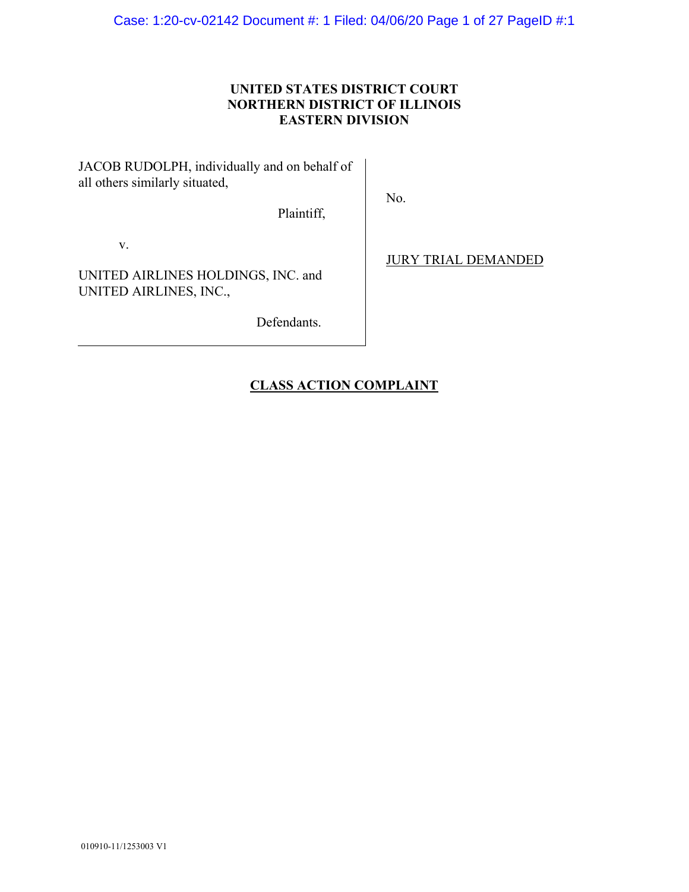**UNITED STATES DISTRICT COURT**
**NORTHERN DISTRICT OF ILLINOIS**
**EASTERN DIVISION**

| | |
|---|---|
| JACOB RUDOLPH, individually and on behalf of all others similarly situated, | No. |
| Plaintiff, | |
| v. | JURY TRIAL DEMANDED |
| UNITED AIRLINES HOLDINGS, INC. and UNITED AIRLINES, INC., | |
| Defendants. | |

## CLASS ACTION COMPLAINT

010910-11/1253003 V1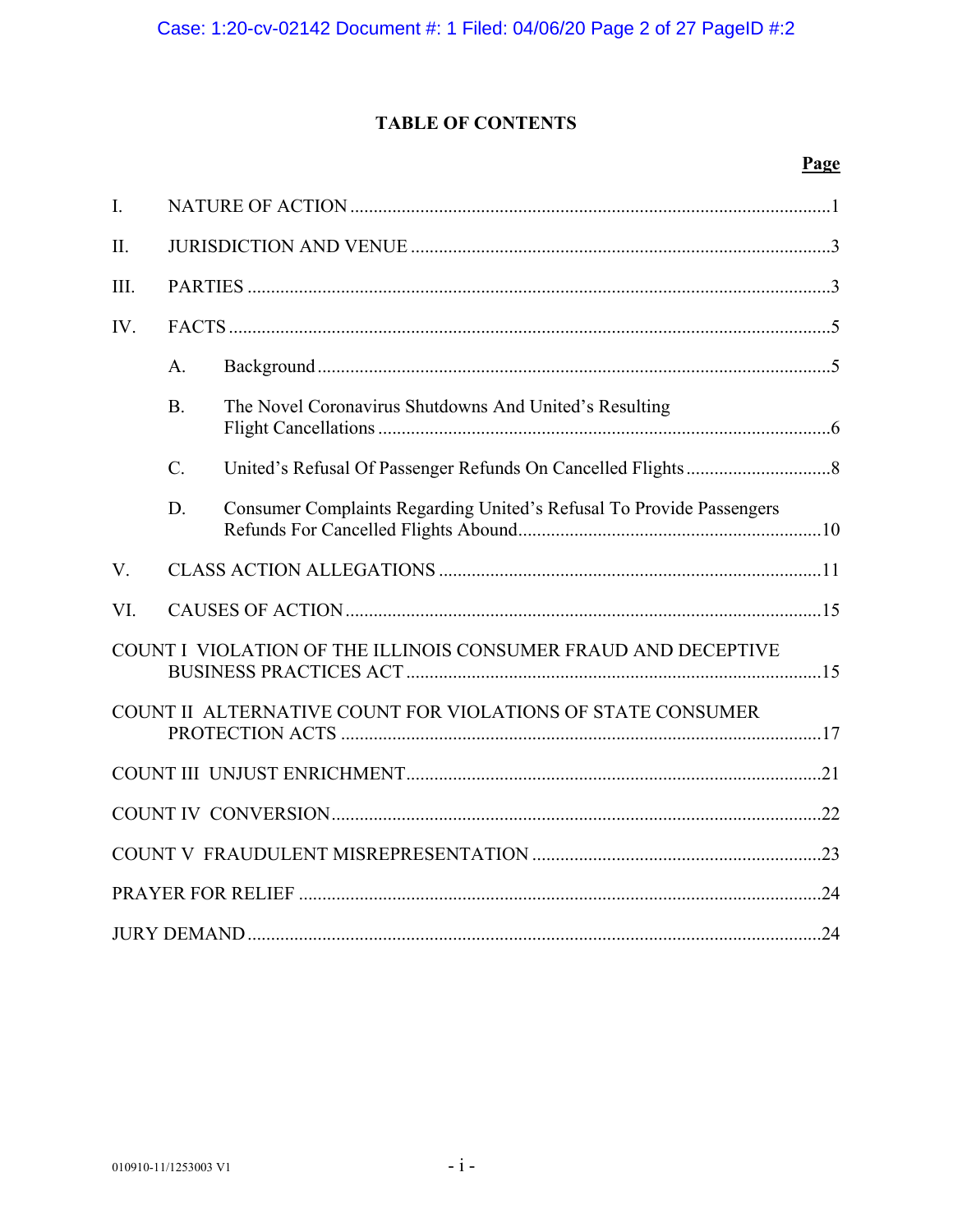# TABLE OF CONTENTS

| | | Page |
|---|---|---|
| I. | NATURE OF ACTION | 1 |
| II. | JURISDICTION AND VENUE | 3 |
| III. | PARTIES | 3 |
| IV. | FACTS | 5 |
| | A. Background | 5 |
| | B. The Novel Coronavirus Shutdowns And United's Resulting Flight Cancellations | 6 |
| | C. United's Refusal Of Passenger Refunds On Cancelled Flights | 8 |
| | D. Consumer Complaints Regarding United's Refusal To Provide Passengers Refunds For Cancelled Flights Abound | 10 |
| V. | CLASS ACTION ALLEGATIONS | 11 |
| VI. | CAUSES OF ACTION | 15 |
| COUNT I VIOLATION OF THE ILLINOIS CONSUMER FRAUD AND DECEPTIVE BUSINESS PRACTICES ACT | | 15 |
| COUNT II ALTERNATIVE COUNT FOR VIOLATIONS OF STATE CONSUMER PROTECTION ACTS | | 17 |
| COUNT III UNJUST ENRICHMENT | | 21 |
| COUNT IV CONVERSION | | 22 |
| COUNT V FRAUDULENT MISREPRESENTATION | | 23 |
| PRAYER FOR RELIEF | | 24 |
| JURY DEMAND | | 24 |

010910-11/1253003 V1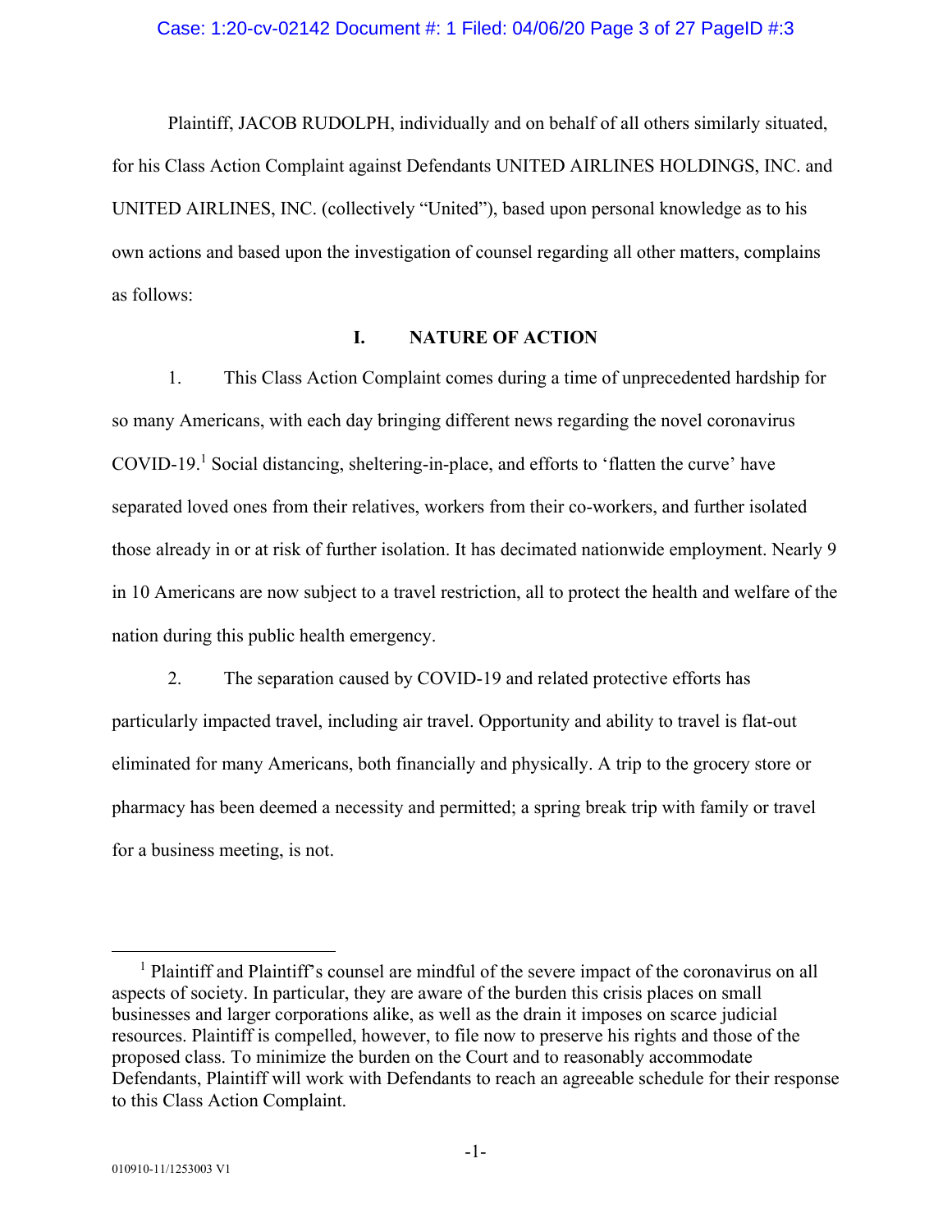Plaintiff, JACOB RUDOLPH, individually and on behalf of all others similarly situated, for his Class Action Complaint against Defendants UNITED AIRLINES HOLDINGS, INC. and UNITED AIRLINES, INC. (collectively "United"), based upon personal knowledge as to his own actions and based upon the investigation of counsel regarding all other matters, complains as follows:

## I. NATURE OF ACTION

1. This Class Action Complaint comes during a time of unprecedented hardship for so many Americans, with each day bringing different news regarding the novel coronavirus COVID-19.[1] Social distancing, sheltering-in-place, and efforts to 'flatten the curve' have separated loved ones from their relatives, workers from their co-workers, and further isolated those already in or at risk of further isolation. It has decimated nationwide employment. Nearly 9 in 10 Americans are now subject to a travel restriction, all to protect the health and welfare of the nation during this public health emergency.

2. The separation caused by COVID-19 and related protective efforts has particularly impacted travel, including air travel. Opportunity and ability to travel is flat-out eliminated for many Americans, both financially and physically. A trip to the grocery store or pharmacy has been deemed a necessity and permitted; a spring break trip with family or travel for a business meeting, is not.

---

[1] Plaintiff and Plaintiff's counsel are mindful of the severe impact of the coronavirus on all aspects of society. In particular, they are aware of the burden this crisis places on small businesses and larger corporations alike, as well as the drain it imposes on scarce judicial resources. Plaintiff is compelled, however, to file now to preserve his rights and those of the proposed class. To minimize the burden on the Court and to reasonably accommodate Defendants, Plaintiff will work with Defendants to reach an agreeable schedule for their response to this Class Action Complaint.

010910-11/1253003 V1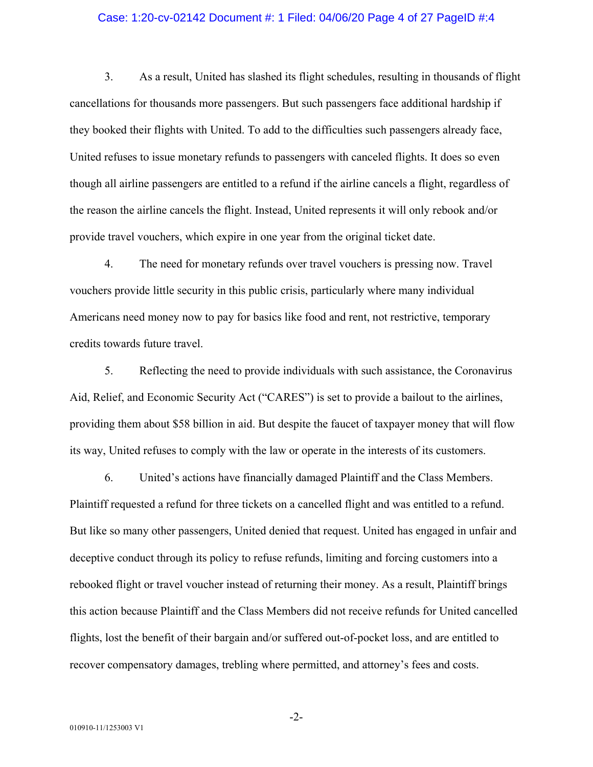3. As a result, United has slashed its flight schedules, resulting in thousands of flight cancellations for thousands more passengers. But such passengers face additional hardship if they booked their flights with United. To add to the difficulties such passengers already face, United refuses to issue monetary refunds to passengers with canceled flights. It does so even though all airline passengers are entitled to a refund if the airline cancels a flight, regardless of the reason the airline cancels the flight. Instead, United represents it will only rebook and/or provide travel vouchers, which expire in one year from the original ticket date.

4. The need for monetary refunds over travel vouchers is pressing now. Travel vouchers provide little security in this public crisis, particularly where many individual Americans need money now to pay for basics like food and rent, not restrictive, temporary credits towards future travel.

5. Reflecting the need to provide individuals with such assistance, the Coronavirus Aid, Relief, and Economic Security Act ("CARES") is set to provide a bailout to the airlines, providing them about $58 billion in aid. But despite the faucet of taxpayer money that will flow its way, United refuses to comply with the law or operate in the interests of its customers.

6. United's actions have financially damaged Plaintiff and the Class Members. Plaintiff requested a refund for three tickets on a cancelled flight and was entitled to a refund. But like so many other passengers, United denied that request. United has engaged in unfair and deceptive conduct through its policy to refuse refunds, limiting and forcing customers into a rebooked flight or travel voucher instead of returning their money. As a result, Plaintiff brings this action because Plaintiff and the Class Members did not receive refunds for United cancelled flights, lost the benefit of their bargain and/or suffered out-of-pocket loss, and are entitled to recover compensatory damages, trebling where permitted, and attorney's fees and costs.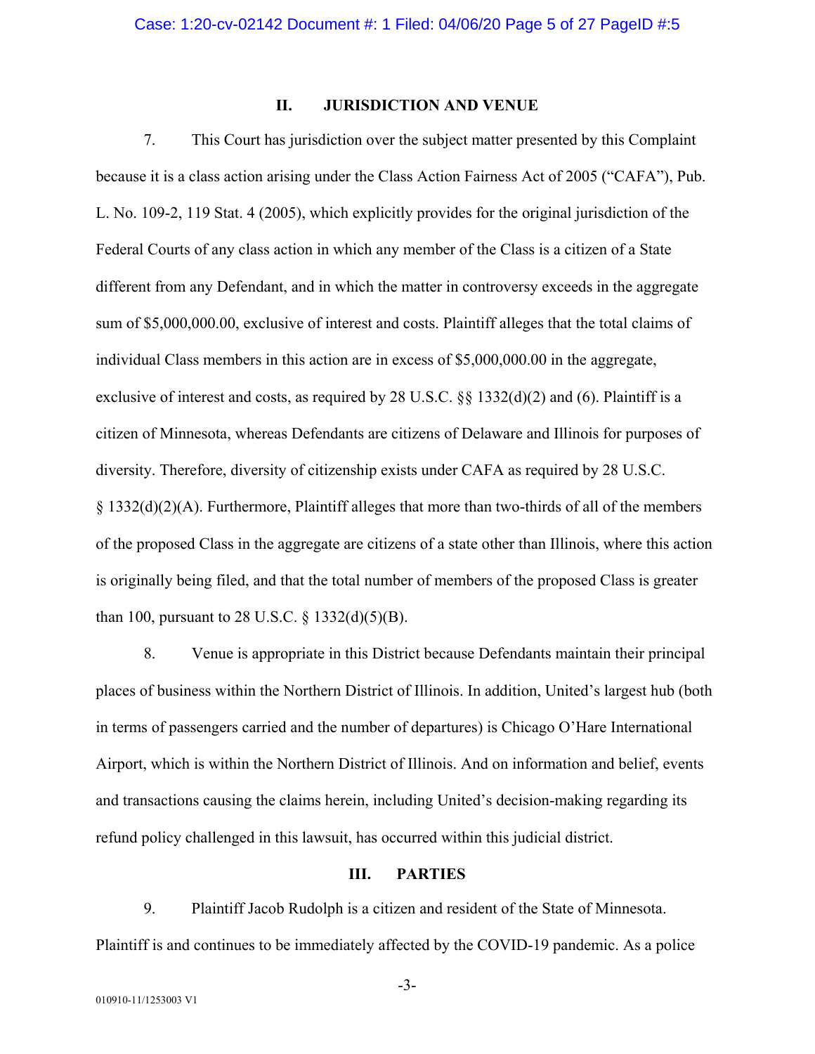## II. JURISDICTION AND VENUE

7. This Court has jurisdiction over the subject matter presented by this Complaint because it is a class action arising under the Class Action Fairness Act of 2005 ("CAFA"), Pub. L. No. 109-2, 119 Stat. 4 (2005), which explicitly provides for the original jurisdiction of the Federal Courts of any class action in which any member of the Class is a citizen of a State different from any Defendant, and in which the matter in controversy exceeds in the aggregate sum of $5,000,000.00, exclusive of interest and costs. Plaintiff alleges that the total claims of individual Class members in this action are in excess of $5,000,000.00 in the aggregate, exclusive of interest and costs, as required by 28 U.S.C. §§ 1332(d)(2) and (6). Plaintiff is a citizen of Minnesota, whereas Defendants are citizens of Delaware and Illinois for purposes of diversity. Therefore, diversity of citizenship exists under CAFA as required by 28 U.S.C. § 1332(d)(2)(A). Furthermore, Plaintiff alleges that more than two-thirds of all of the members of the proposed Class in the aggregate are citizens of a state other than Illinois, where this action is originally being filed, and that the total number of members of the proposed Class is greater than 100, pursuant to 28 U.S.C. § 1332(d)(5)(B).

8. Venue is appropriate in this District because Defendants maintain their principal places of business within the Northern District of Illinois. In addition, United's largest hub (both in terms of passengers carried and the number of departures) is Chicago O'Hare International Airport, which is within the Northern District of Illinois. And on information and belief, events and transactions causing the claims herein, including United's decision-making regarding its refund policy challenged in this lawsuit, has occurred within this judicial district.

## III. PARTIES

9. Plaintiff Jacob Rudolph is a citizen and resident of the State of Minnesota. Plaintiff is and continues to be immediately affected by the COVID-19 pandemic. As a police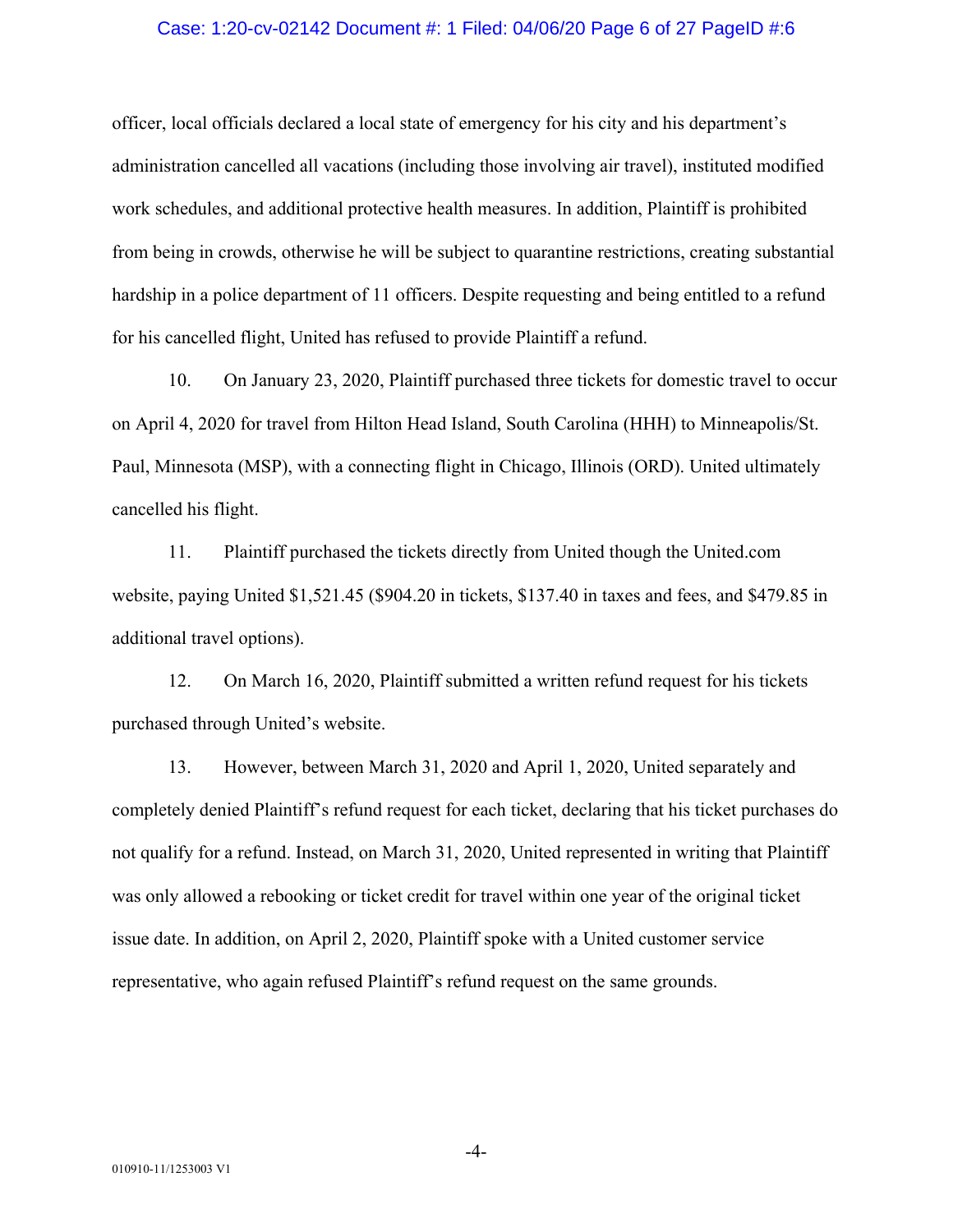officer, local officials declared a local state of emergency for his city and his department's administration cancelled all vacations (including those involving air travel), instituted modified work schedules, and additional protective health measures. In addition, Plaintiff is prohibited from being in crowds, otherwise he will be subject to quarantine restrictions, creating substantial hardship in a police department of 11 officers. Despite requesting and being entitled to a refund for his cancelled flight, United has refused to provide Plaintiff a refund.

10. On January 23, 2020, Plaintiff purchased three tickets for domestic travel to occur on April 4, 2020 for travel from Hilton Head Island, South Carolina (HHH) to Minneapolis/St. Paul, Minnesota (MSP), with a connecting flight in Chicago, Illinois (ORD). United ultimately cancelled his flight.

11. Plaintiff purchased the tickets directly from United though the United.com website, paying United $1,521.45 ($904.20 in tickets, $137.40 in taxes and fees, and $479.85 in additional travel options).

12. On March 16, 2020, Plaintiff submitted a written refund request for his tickets purchased through United's website.

13. However, between March 31, 2020 and April 1, 2020, United separately and completely denied Plaintiff's refund request for each ticket, declaring that his ticket purchases do not qualify for a refund. Instead, on March 31, 2020, United represented in writing that Plaintiff was only allowed a rebooking or ticket credit for travel within one year of the original ticket issue date. In addition, on April 2, 2020, Plaintiff spoke with a United customer service representative, who again refused Plaintiff's refund request on the same grounds.

010910-11/1253003 V1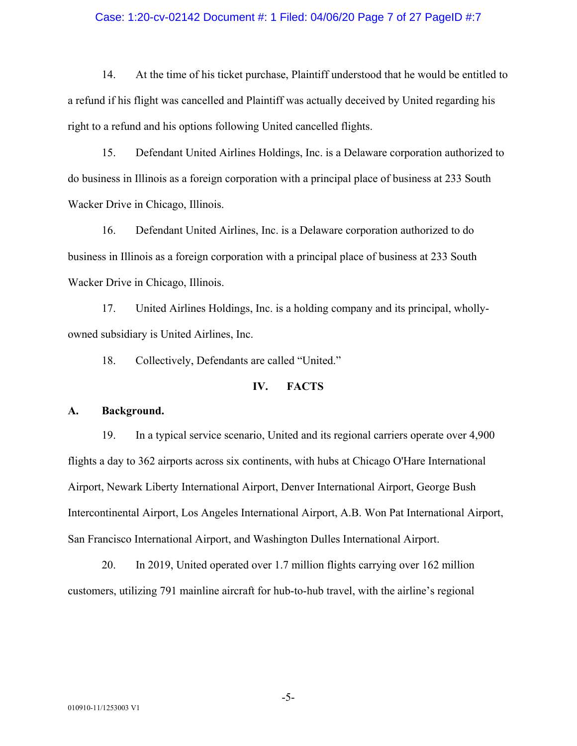14. At the time of his ticket purchase, Plaintiff understood that he would be entitled to a refund if his flight was cancelled and Plaintiff was actually deceived by United regarding his right to a refund and his options following United cancelled flights.

15. Defendant United Airlines Holdings, Inc. is a Delaware corporation authorized to do business in Illinois as a foreign corporation with a principal place of business at 233 South Wacker Drive in Chicago, Illinois.

16. Defendant United Airlines, Inc. is a Delaware corporation authorized to do business in Illinois as a foreign corporation with a principal place of business at 233 South Wacker Drive in Chicago, Illinois.

17. United Airlines Holdings, Inc. is a holding company and its principal, wholly-owned subsidiary is United Airlines, Inc.

18. Collectively, Defendants are called "United."

## IV. FACTS

### A. Background.

19. In a typical service scenario, United and its regional carriers operate over 4,900 flights a day to 362 airports across six continents, with hubs at Chicago O'Hare International Airport, Newark Liberty International Airport, Denver International Airport, George Bush Intercontinental Airport, Los Angeles International Airport, A.B. Won Pat International Airport, San Francisco International Airport, and Washington Dulles International Airport.

20. In 2019, United operated over 1.7 million flights carrying over 162 million customers, utilizing 791 mainline aircraft for hub-to-hub travel, with the airline's regional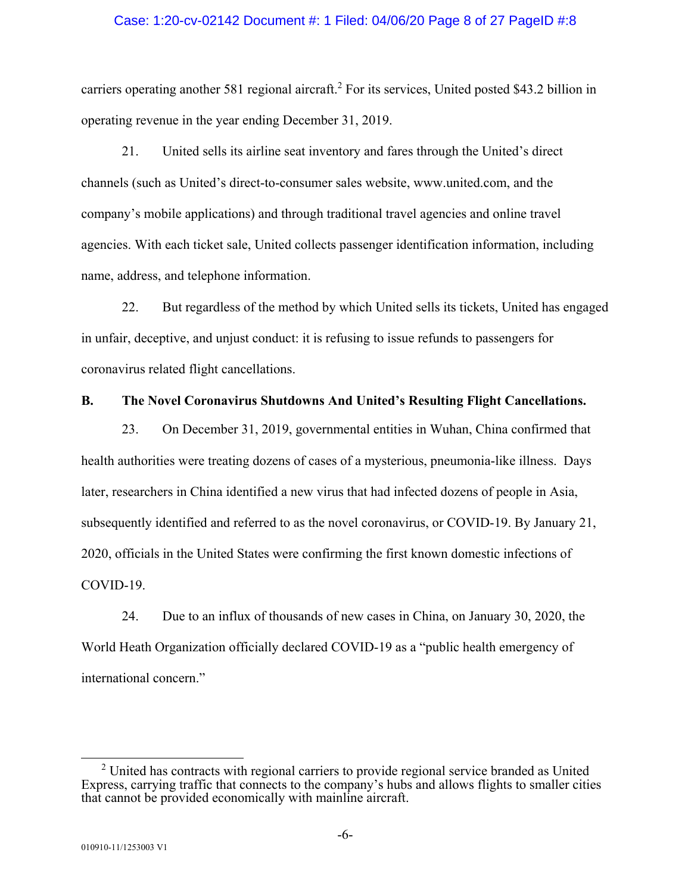carriers operating another 581 regional aircraft.[2] For its services, United posted $43.2 billion in operating revenue in the year ending December 31, 2019.

21. United sells its airline seat inventory and fares through the United's direct channels (such as United's direct-to-consumer sales website, www.united.com, and the company's mobile applications) and through traditional travel agencies and online travel agencies. With each ticket sale, United collects passenger identification information, including name, address, and telephone information.

22. But regardless of the method by which United sells its tickets, United has engaged in unfair, deceptive, and unjust conduct: it is refusing to issue refunds to passengers for coronavirus related flight cancellations.

**B. The Novel Coronavirus Shutdowns And United's Resulting Flight Cancellations.**

23. On December 31, 2019, governmental entities in Wuhan, China confirmed that health authorities were treating dozens of cases of a mysterious, pneumonia-like illness. Days later, researchers in China identified a new virus that had infected dozens of people in Asia, subsequently identified and referred to as the novel coronavirus, or COVID-19. By January 21, 2020, officials in the United States were confirming the first known domestic infections of COVID-19.

24. Due to an influx of thousands of new cases in China, on January 30, 2020, the World Heath Organization officially declared COVID-19 as a "public health emergency of international concern."

---

[2] United has contracts with regional carriers to provide regional service branded as United Express, carrying traffic that connects to the company's hubs and allows flights to smaller cities that cannot be provided economically with mainline aircraft.

010910-11/1253003 V1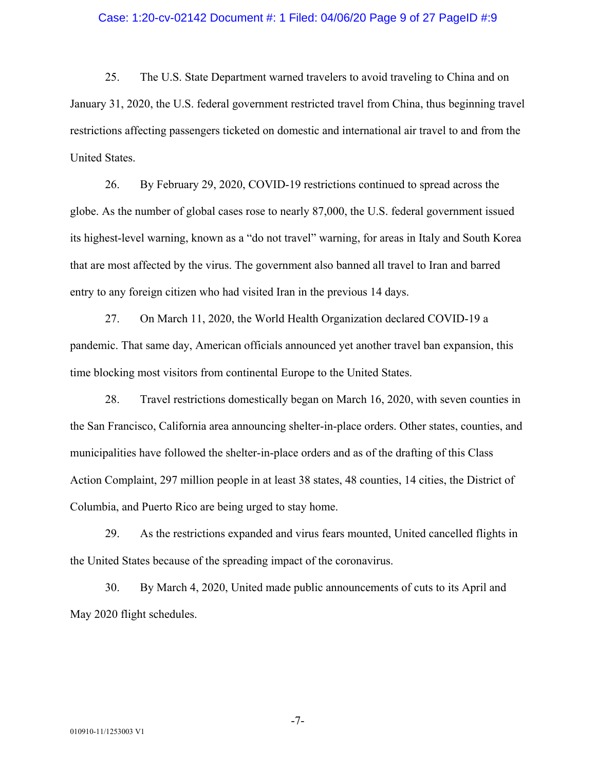25. The U.S. State Department warned travelers to avoid traveling to China and on January 31, 2020, the U.S. federal government restricted travel from China, thus beginning travel restrictions affecting passengers ticketed on domestic and international air travel to and from the United States.

26. By February 29, 2020, COVID-19 restrictions continued to spread across the globe. As the number of global cases rose to nearly 87,000, the U.S. federal government issued its highest-level warning, known as a "do not travel" warning, for areas in Italy and South Korea that are most affected by the virus. The government also banned all travel to Iran and barred entry to any foreign citizen who had visited Iran in the previous 14 days.

27. On March 11, 2020, the World Health Organization declared COVID-19 a pandemic. That same day, American officials announced yet another travel ban expansion, this time blocking most visitors from continental Europe to the United States.

28. Travel restrictions domestically began on March 16, 2020, with seven counties in the San Francisco, California area announcing shelter-in-place orders. Other states, counties, and municipalities have followed the shelter-in-place orders and as of the drafting of this Class Action Complaint, 297 million people in at least 38 states, 48 counties, 14 cities, the District of Columbia, and Puerto Rico are being urged to stay home.

29. As the restrictions expanded and virus fears mounted, United cancelled flights in the United States because of the spreading impact of the coronavirus.

30. By March 4, 2020, United made public announcements of cuts to its April and May 2020 flight schedules.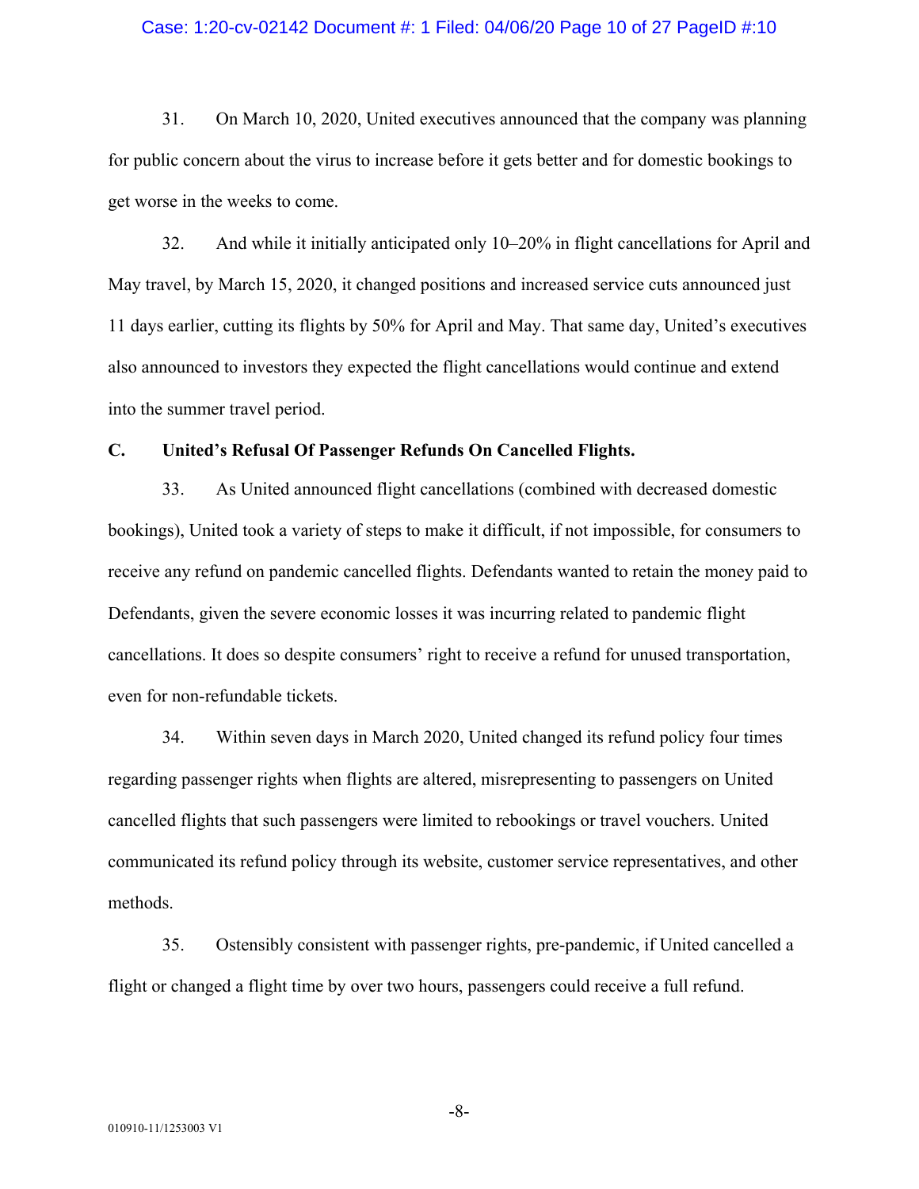31. On March 10, 2020, United executives announced that the company was planning for public concern about the virus to increase before it gets better and for domestic bookings to get worse in the weeks to come.

32. And while it initially anticipated only 10–20% in flight cancellations for April and May travel, by March 15, 2020, it changed positions and increased service cuts announced just 11 days earlier, cutting its flights by 50% for April and May. That same day, United's executives also announced to investors they expected the flight cancellations would continue and extend into the summer travel period.

## C. United's Refusal Of Passenger Refunds On Cancelled Flights.

33. As United announced flight cancellations (combined with decreased domestic bookings), United took a variety of steps to make it difficult, if not impossible, for consumers to receive any refund on pandemic cancelled flights. Defendants wanted to retain the money paid to Defendants, given the severe economic losses it was incurring related to pandemic flight cancellations. It does so despite consumers' right to receive a refund for unused transportation, even for non-refundable tickets.

34. Within seven days in March 2020, United changed its refund policy four times regarding passenger rights when flights are altered, misrepresenting to passengers on United cancelled flights that such passengers were limited to rebookings or travel vouchers. United communicated its refund policy through its website, customer service representatives, and other methods.

35. Ostensibly consistent with passenger rights, pre-pandemic, if United cancelled a flight or changed a flight time by over two hours, passengers could receive a full refund.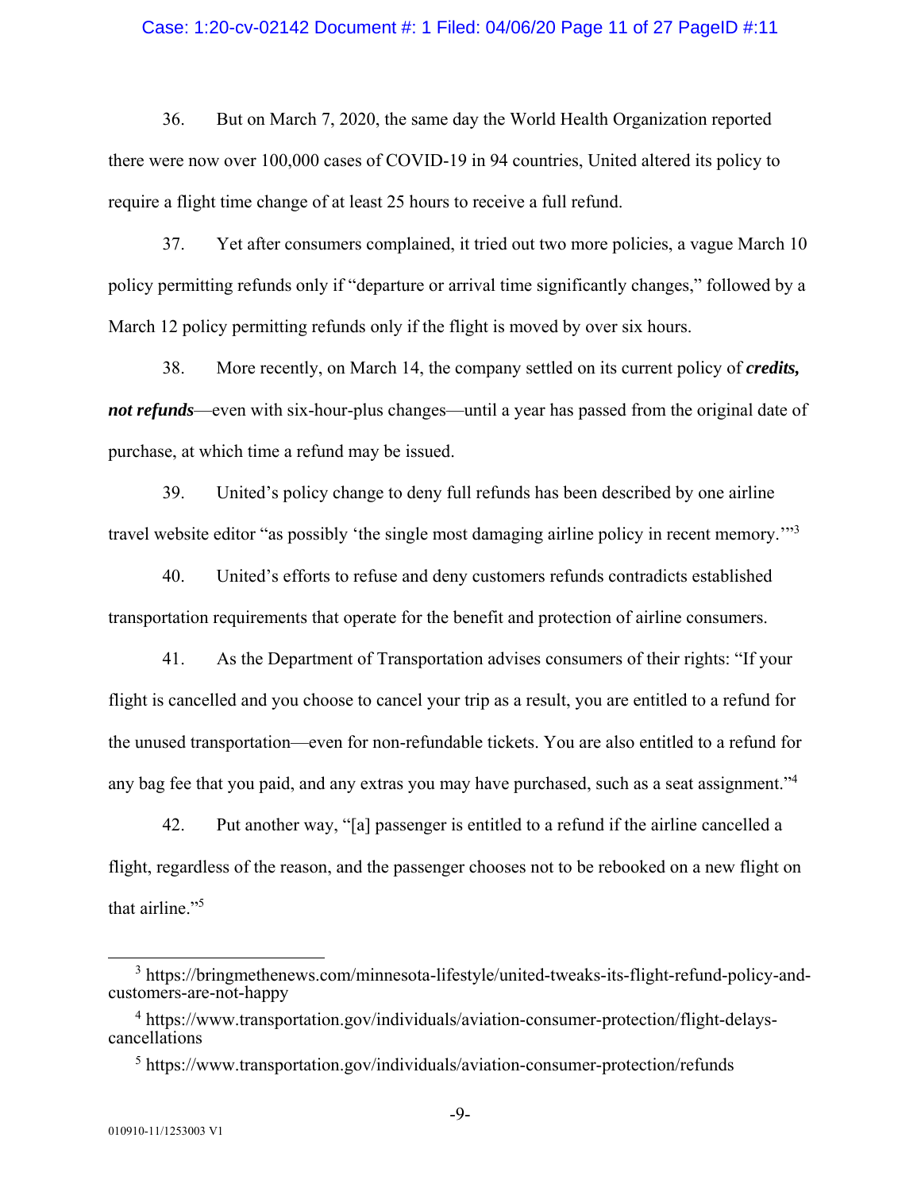36. But on March 7, 2020, the same day the World Health Organization reported there were now over 100,000 cases of COVID-19 in 94 countries, United altered its policy to require a flight time change of at least 25 hours to receive a full refund.

37. Yet after consumers complained, it tried out two more policies, a vague March 10 policy permitting refunds only if "departure or arrival time significantly changes," followed by a March 12 policy permitting refunds only if the flight is moved by over six hours.

38. More recently, on March 14, the company settled on its current policy of ***credits, not refunds***—even with six-hour-plus changes—until a year has passed from the original date of purchase, at which time a refund may be issued.

39. United's policy change to deny full refunds has been described by one airline travel website editor "as possibly 'the single most damaging airline policy in recent memory.'"[3]

40. United's efforts to refuse and deny customers refunds contradicts established transportation requirements that operate for the benefit and protection of airline consumers.

41. As the Department of Transportation advises consumers of their rights: "If your flight is cancelled and you choose to cancel your trip as a result, you are entitled to a refund for the unused transportation—even for non-refundable tickets. You are also entitled to a refund for any bag fee that you paid, and any extras you may have purchased, such as a seat assignment."[4]

42. Put another way, "[a] passenger is entitled to a refund if the airline cancelled a flight, regardless of the reason, and the passenger chooses not to be rebooked on a new flight on that airline."[5]

---

[3] https://bringmethenews.com/minnesota-lifestyle/united-tweaks-its-flight-refund-policy-and-customers-are-not-happy

[4] https://www.transportation.gov/individuals/aviation-consumer-protection/flight-delays-cancellations

[5] https://www.transportation.gov/individuals/aviation-consumer-protection/refunds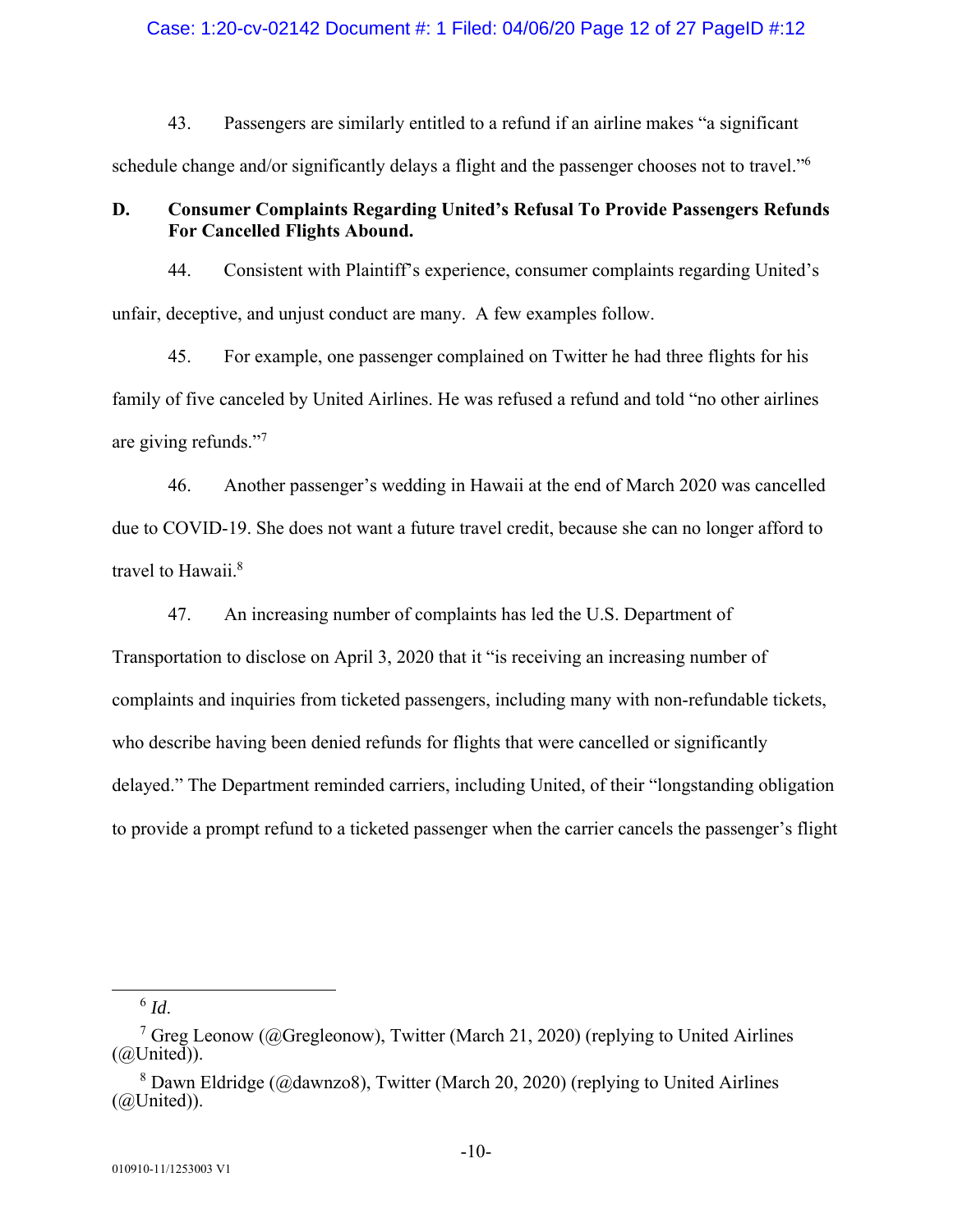43. Passengers are similarly entitled to a refund if an airline makes "a significant schedule change and/or significantly delays a flight and the passenger chooses not to travel."[6]

### D. Consumer Complaints Regarding United's Refusal To Provide Passengers Refunds For Cancelled Flights Abound.

44. Consistent with Plaintiff's experience, consumer complaints regarding United's unfair, deceptive, and unjust conduct are many. A few examples follow.

45. For example, one passenger complained on Twitter he had three flights for his family of five canceled by United Airlines. He was refused a refund and told "no other airlines are giving refunds."[7]

46. Another passenger's wedding in Hawaii at the end of March 2020 was cancelled due to COVID-19. She does not want a future travel credit, because she can no longer afford to travel to Hawaii.[8]

47. An increasing number of complaints has led the U.S. Department of Transportation to disclose on April 3, 2020 that it "is receiving an increasing number of complaints and inquiries from ticketed passengers, including many with non-refundable tickets, who describe having been denied refunds for flights that were cancelled or significantly delayed." The Department reminded carriers, including United, of their "longstanding obligation to provide a prompt refund to a ticketed passenger when the carrier cancels the passenger's flight

---

[6] *Id*.

[7] Greg Leonow (@Gregleonow), Twitter (March 21, 2020) (replying to United Airlines (@United)).

[8] Dawn Eldridge (@dawnzo8), Twitter (March 20, 2020) (replying to United Airlines (@United)).

010910-11/1253003 V1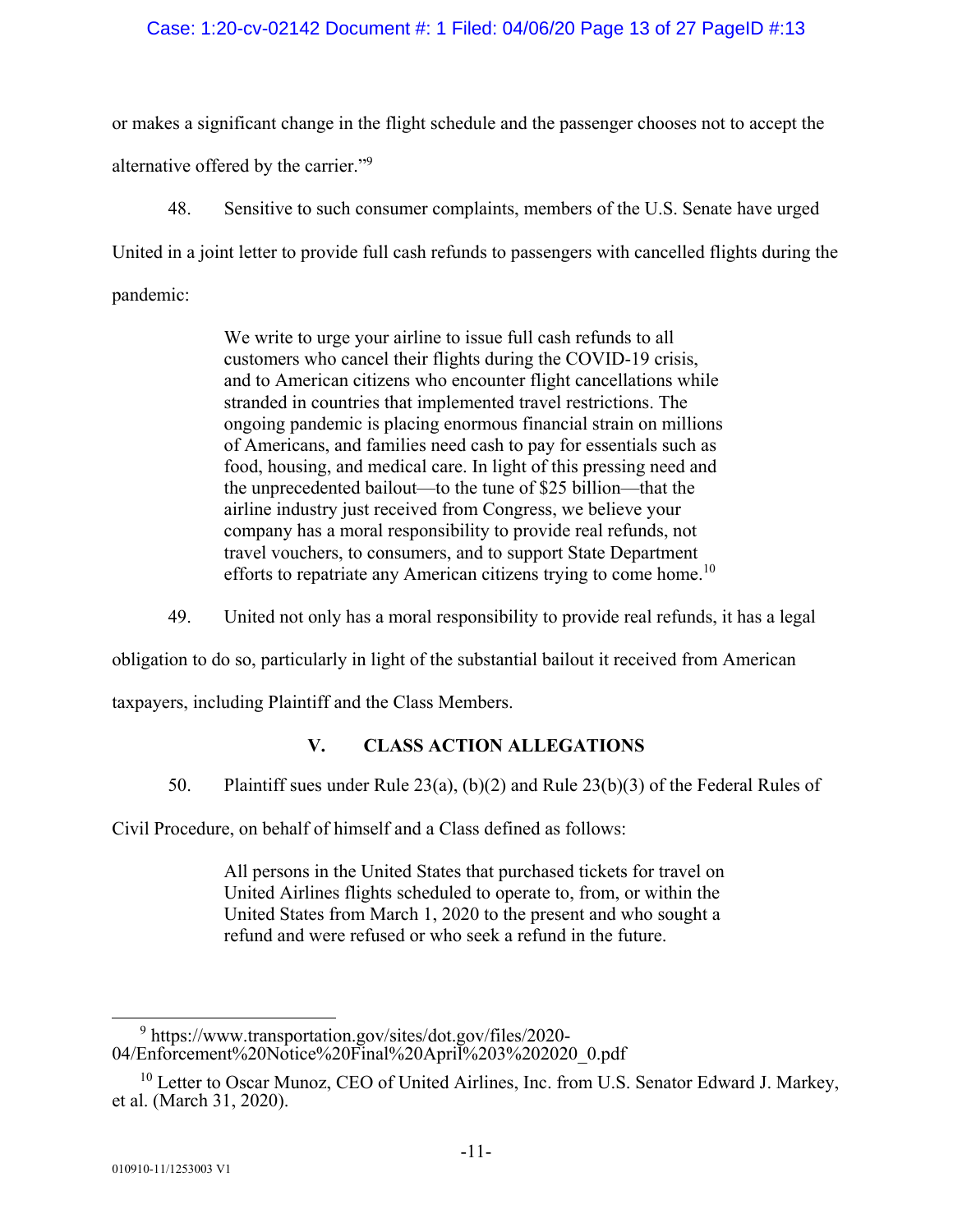or makes a significant change in the flight schedule and the passenger chooses not to accept the alternative offered by the carrier."[9]

48. Sensitive to such consumer complaints, members of the U.S. Senate have urged United in a joint letter to provide full cash refunds to passengers with cancelled flights during the pandemic:

> We write to urge your airline to issue full cash refunds to all customers who cancel their flights during the COVID-19 crisis, and to American citizens who encounter flight cancellations while stranded in countries that implemented travel restrictions. The ongoing pandemic is placing enormous financial strain on millions of Americans, and families need cash to pay for essentials such as food, housing, and medical care. In light of this pressing need and the unprecedented bailout—to the tune of $25 billion—that the airline industry just received from Congress, we believe your company has a moral responsibility to provide real refunds, not travel vouchers, to consumers, and to support State Department efforts to repatriate any American citizens trying to come home.[10]

49. United not only has a moral responsibility to provide real refunds, it has a legal obligation to do so, particularly in light of the substantial bailout it received from American taxpayers, including Plaintiff and the Class Members.

## V. CLASS ACTION ALLEGATIONS

50. Plaintiff sues under Rule 23(a), (b)(2) and Rule 23(b)(3) of the Federal Rules of Civil Procedure, on behalf of himself and a Class defined as follows:

> All persons in the United States that purchased tickets for travel on United Airlines flights scheduled to operate to, from, or within the United States from March 1, 2020 to the present and who sought a refund and were refused or who seek a refund in the future.

---

[9] https://www.transportation.gov/sites/dot.gov/files/2020-04/Enforcement%20Notice%20Final%20April%203%202020_0.pdf

[10] Letter to Oscar Munoz, CEO of United Airlines, Inc. from U.S. Senator Edward J. Markey, et al. (March 31, 2020).

010910-11/1253003 V1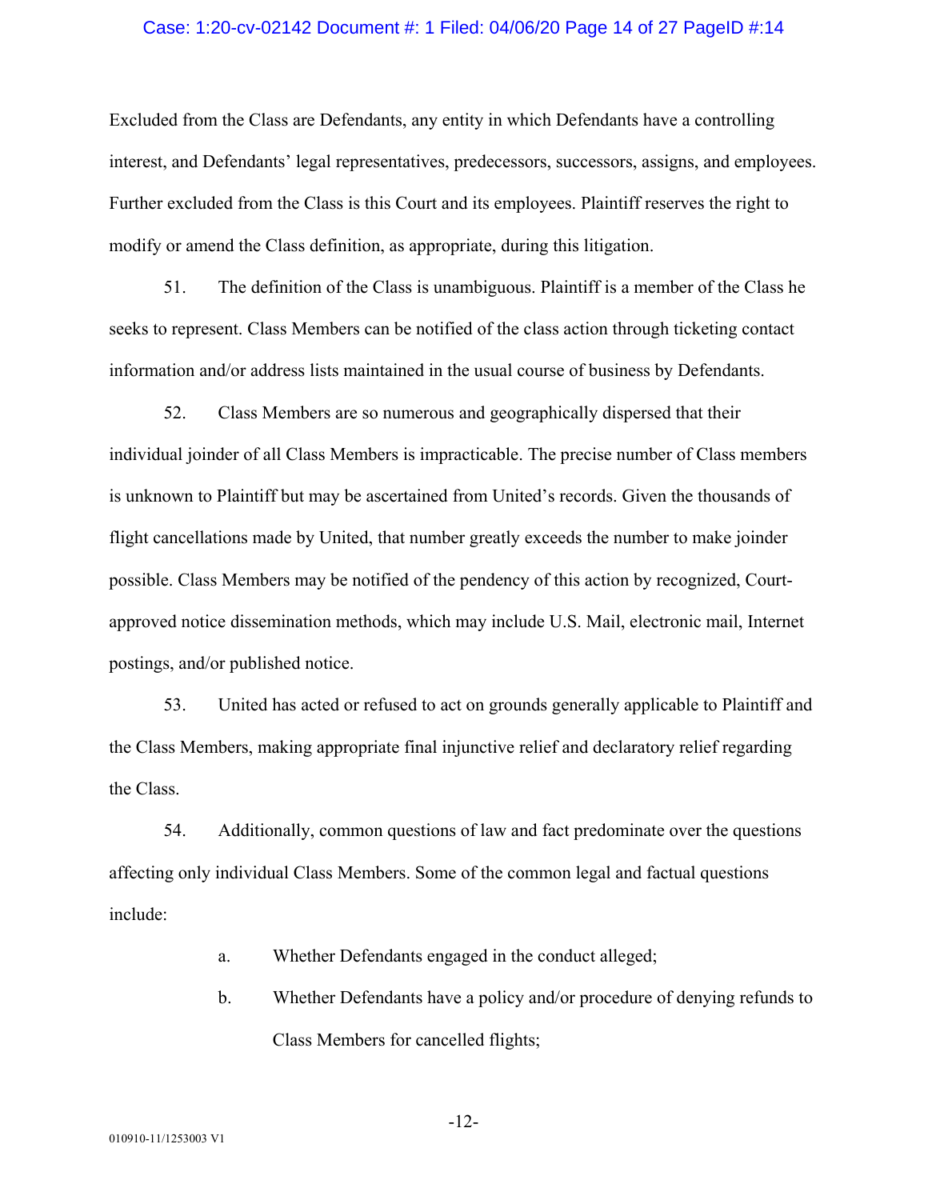Excluded from the Class are Defendants, any entity in which Defendants have a controlling interest, and Defendants' legal representatives, predecessors, successors, assigns, and employees. Further excluded from the Class is this Court and its employees. Plaintiff reserves the right to modify or amend the Class definition, as appropriate, during this litigation.

51. The definition of the Class is unambiguous. Plaintiff is a member of the Class he seeks to represent. Class Members can be notified of the class action through ticketing contact information and/or address lists maintained in the usual course of business by Defendants.

52. Class Members are so numerous and geographically dispersed that their individual joinder of all Class Members is impracticable. The precise number of Class members is unknown to Plaintiff but may be ascertained from United's records. Given the thousands of flight cancellations made by United, that number greatly exceeds the number to make joinder possible. Class Members may be notified of the pendency of this action by recognized, Court-approved notice dissemination methods, which may include U.S. Mail, electronic mail, Internet postings, and/or published notice.

53. United has acted or refused to act on grounds generally applicable to Plaintiff and the Class Members, making appropriate final injunctive relief and declaratory relief regarding the Class.

54. Additionally, common questions of law and fact predominate over the questions affecting only individual Class Members. Some of the common legal and factual questions include:

a. Whether Defendants engaged in the conduct alleged;

b. Whether Defendants have a policy and/or procedure of denying refunds to Class Members for cancelled flights;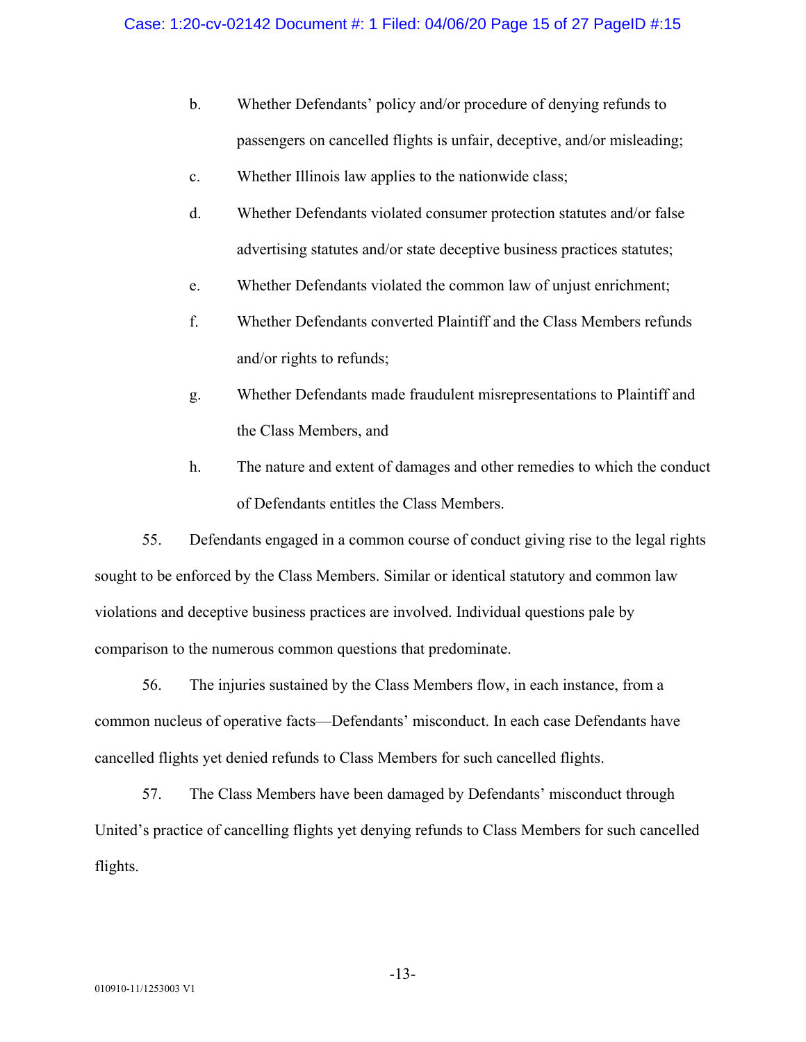b. Whether Defendants' policy and/or procedure of denying refunds to passengers on cancelled flights is unfair, deceptive, and/or misleading;

c. Whether Illinois law applies to the nationwide class;

d. Whether Defendants violated consumer protection statutes and/or false advertising statutes and/or state deceptive business practices statutes;

e. Whether Defendants violated the common law of unjust enrichment;

f. Whether Defendants converted Plaintiff and the Class Members refunds and/or rights to refunds;

g. Whether Defendants made fraudulent misrepresentations to Plaintiff and the Class Members, and

h. The nature and extent of damages and other remedies to which the conduct of Defendants entitles the Class Members.

55. Defendants engaged in a common course of conduct giving rise to the legal rights sought to be enforced by the Class Members. Similar or identical statutory and common law violations and deceptive business practices are involved. Individual questions pale by comparison to the numerous common questions that predominate.

56. The injuries sustained by the Class Members flow, in each instance, from a common nucleus of operative facts—Defendants' misconduct. In each case Defendants have cancelled flights yet denied refunds to Class Members for such cancelled flights.

57. The Class Members have been damaged by Defendants' misconduct through United's practice of cancelling flights yet denying refunds to Class Members for such cancelled flights.

010910-11/1253003 V1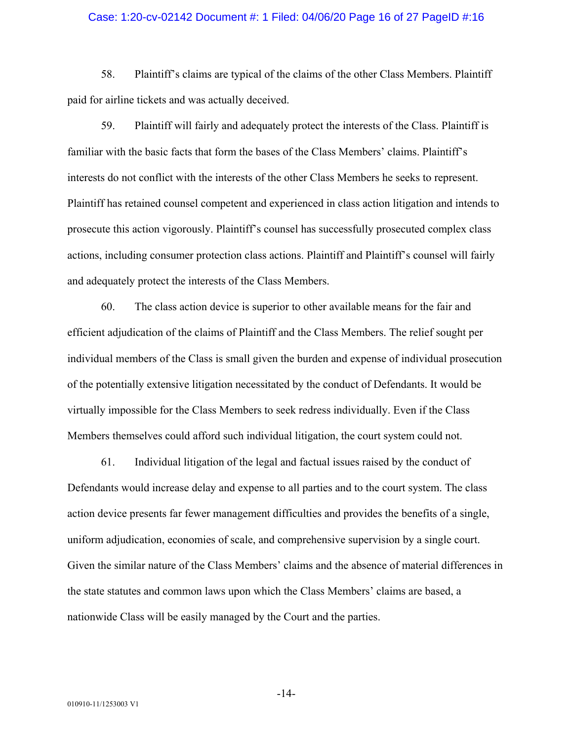58. Plaintiff's claims are typical of the claims of the other Class Members. Plaintiff paid for airline tickets and was actually deceived.

59. Plaintiff will fairly and adequately protect the interests of the Class. Plaintiff is familiar with the basic facts that form the bases of the Class Members' claims. Plaintiff's interests do not conflict with the interests of the other Class Members he seeks to represent. Plaintiff has retained counsel competent and experienced in class action litigation and intends to prosecute this action vigorously. Plaintiff's counsel has successfully prosecuted complex class actions, including consumer protection class actions. Plaintiff and Plaintiff's counsel will fairly and adequately protect the interests of the Class Members.

60. The class action device is superior to other available means for the fair and efficient adjudication of the claims of Plaintiff and the Class Members. The relief sought per individual members of the Class is small given the burden and expense of individual prosecution of the potentially extensive litigation necessitated by the conduct of Defendants. It would be virtually impossible for the Class Members to seek redress individually. Even if the Class Members themselves could afford such individual litigation, the court system could not.

61. Individual litigation of the legal and factual issues raised by the conduct of Defendants would increase delay and expense to all parties and to the court system. The class action device presents far fewer management difficulties and provides the benefits of a single, uniform adjudication, economies of scale, and comprehensive supervision by a single court. Given the similar nature of the Class Members' claims and the absence of material differences in the state statutes and common laws upon which the Class Members' claims are based, a nationwide Class will be easily managed by the Court and the parties.

010910-11/1253003 V1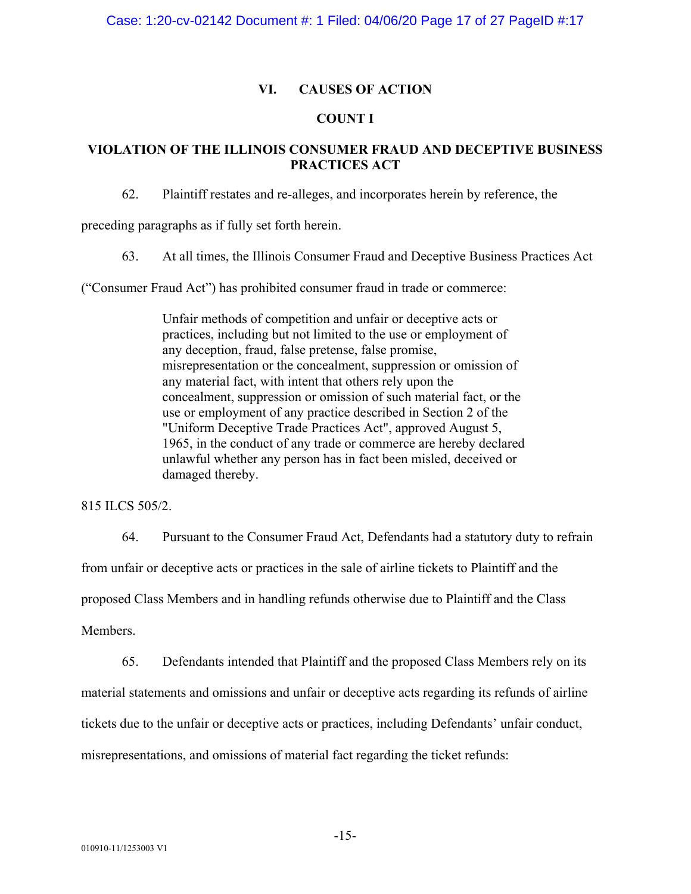## VI. CAUSES OF ACTION

### COUNT I

### VIOLATION OF THE ILLINOIS CONSUMER FRAUD AND DECEPTIVE BUSINESS PRACTICES ACT

62. Plaintiff restates and re-alleges, and incorporates herein by reference, the preceding paragraphs as if fully set forth herein.

63. At all times, the Illinois Consumer Fraud and Deceptive Business Practices Act ("Consumer Fraud Act") has prohibited consumer fraud in trade or commerce:

> Unfair methods of competition and unfair or deceptive acts or practices, including but not limited to the use or employment of any deception, fraud, false pretense, false promise, misrepresentation or the concealment, suppression or omission of any material fact, with intent that others rely upon the concealment, suppression or omission of such material fact, or the use or employment of any practice described in Section 2 of the "Uniform Deceptive Trade Practices Act", approved August 5, 1965, in the conduct of any trade or commerce are hereby declared unlawful whether any person has in fact been misled, deceived or damaged thereby.

815 ILCS 505/2.

64. Pursuant to the Consumer Fraud Act, Defendants had a statutory duty to refrain from unfair or deceptive acts or practices in the sale of airline tickets to Plaintiff and the proposed Class Members and in handling refunds otherwise due to Plaintiff and the Class Members.

65. Defendants intended that Plaintiff and the proposed Class Members rely on its material statements and omissions and unfair or deceptive acts regarding its refunds of airline tickets due to the unfair or deceptive acts or practices, including Defendants' unfair conduct, misrepresentations, and omissions of material fact regarding the ticket refunds: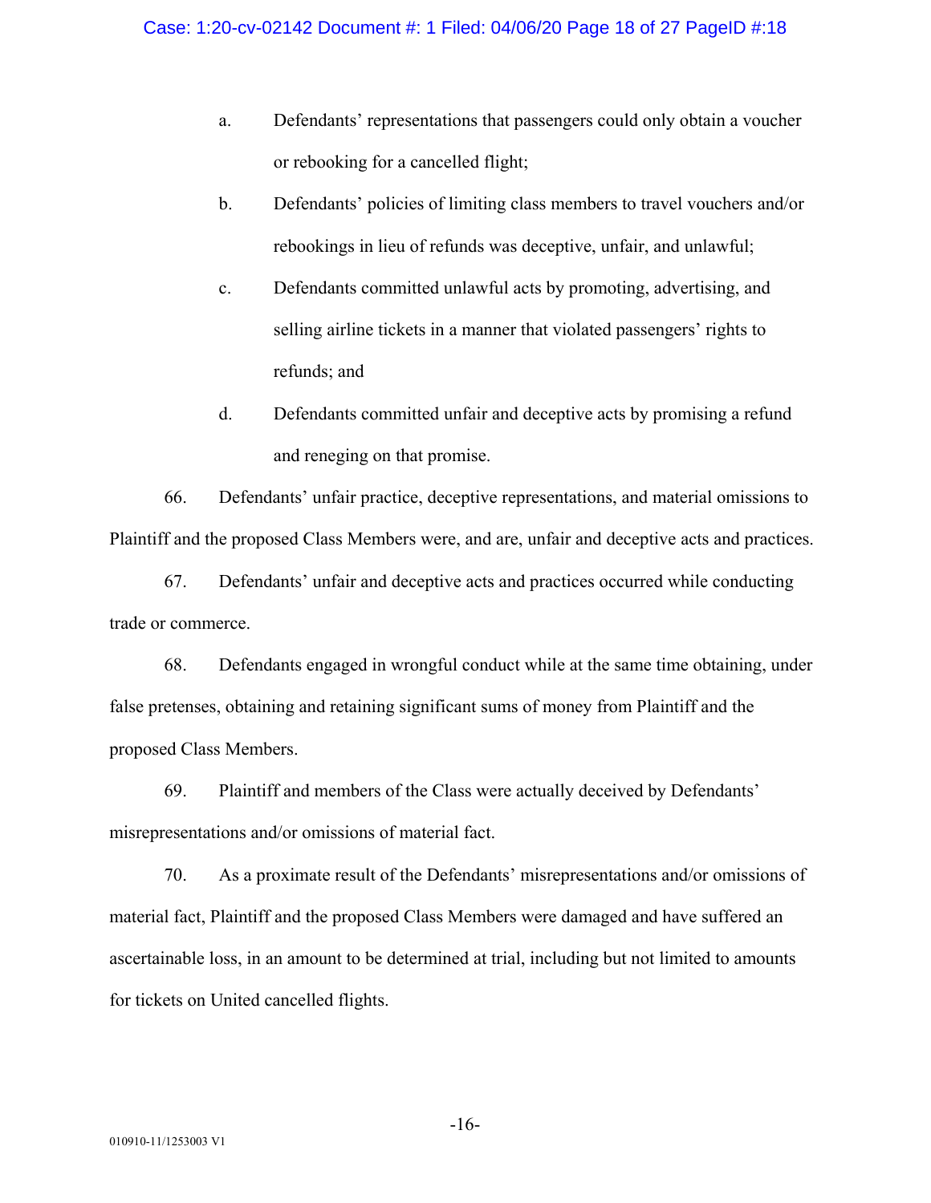a. Defendants' representations that passengers could only obtain a voucher or rebooking for a cancelled flight;

b. Defendants' policies of limiting class members to travel vouchers and/or rebookings in lieu of refunds was deceptive, unfair, and unlawful;

c. Defendants committed unlawful acts by promoting, advertising, and selling airline tickets in a manner that violated passengers' rights to refunds; and

d. Defendants committed unfair and deceptive acts by promising a refund and reneging on that promise.

66. Defendants' unfair practice, deceptive representations, and material omissions to Plaintiff and the proposed Class Members were, and are, unfair and deceptive acts and practices.

67. Defendants' unfair and deceptive acts and practices occurred while conducting trade or commerce.

68. Defendants engaged in wrongful conduct while at the same time obtaining, under false pretenses, obtaining and retaining significant sums of money from Plaintiff and the proposed Class Members.

69. Plaintiff and members of the Class were actually deceived by Defendants' misrepresentations and/or omissions of material fact.

70. As a proximate result of the Defendants' misrepresentations and/or omissions of material fact, Plaintiff and the proposed Class Members were damaged and have suffered an ascertainable loss, in an amount to be determined at trial, including but not limited to amounts for tickets on United cancelled flights.

010910-11/1253003 V1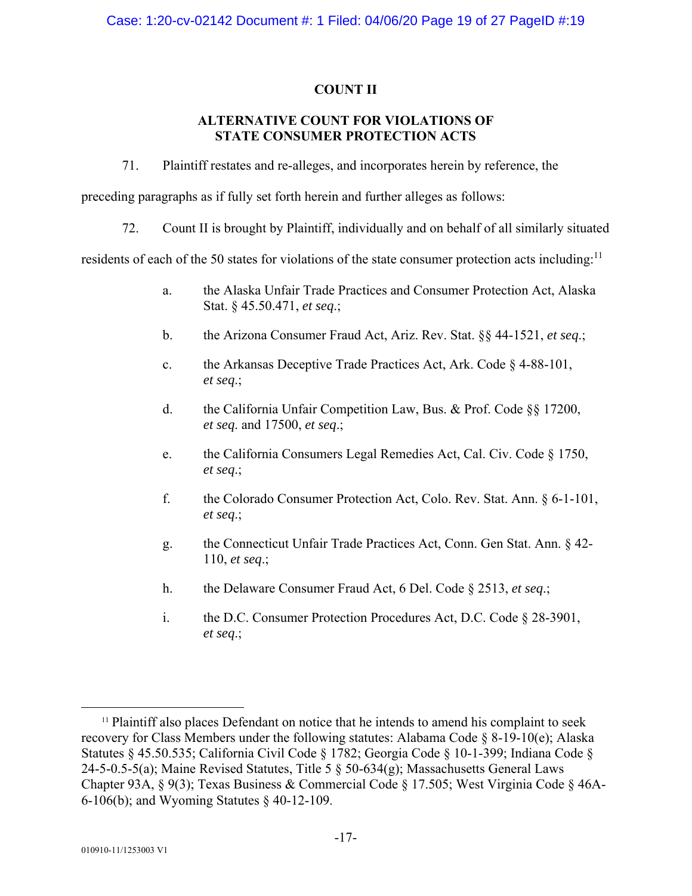## COUNT II

## ALTERNATIVE COUNT FOR VIOLATIONS OF STATE CONSUMER PROTECTION ACTS

71. Plaintiff restates and re-alleges, and incorporates herein by reference, the preceding paragraphs as if fully set forth herein and further alleges as follows:

72. Count II is brought by Plaintiff, individually and on behalf of all similarly situated residents of each of the 50 states for violations of the state consumer protection acts including:[11]

a. the Alaska Unfair Trade Practices and Consumer Protection Act, Alaska Stat. § 45.50.471, *et seq.*;

b. the Arizona Consumer Fraud Act, Ariz. Rev. Stat. §§ 44-1521, *et seq.*;

c. the Arkansas Deceptive Trade Practices Act, Ark. Code § 4-88-101, *et seq.*;

d. the California Unfair Competition Law, Bus. & Prof. Code §§ 17200, *et seq.* and 17500, *et seq.*;

e. the California Consumers Legal Remedies Act, Cal. Civ. Code § 1750, *et seq.*;

f. the Colorado Consumer Protection Act, Colo. Rev. Stat. Ann. § 6-1-101, *et seq.*;

g. the Connecticut Unfair Trade Practices Act, Conn. Gen Stat. Ann. § 42-110, *et seq.*;

h. the Delaware Consumer Fraud Act, 6 Del. Code § 2513, *et seq.*;

i. the D.C. Consumer Protection Procedures Act, D.C. Code § 28-3901, *et seq.*;

---

[11] Plaintiff also places Defendant on notice that he intends to amend his complaint to seek recovery for Class Members under the following statutes: Alabama Code § 8-19-10(e); Alaska Statutes § 45.50.535; California Civil Code § 1782; Georgia Code § 10-1-399; Indiana Code § 24-5-0.5-5(a); Maine Revised Statutes, Title 5 § 50-634(g); Massachusetts General Laws Chapter 93A, § 9(3); Texas Business & Commercial Code § 17.505; West Virginia Code § 46A-6-106(b); and Wyoming Statutes § 40-12-109.

010910-11/1253003 V1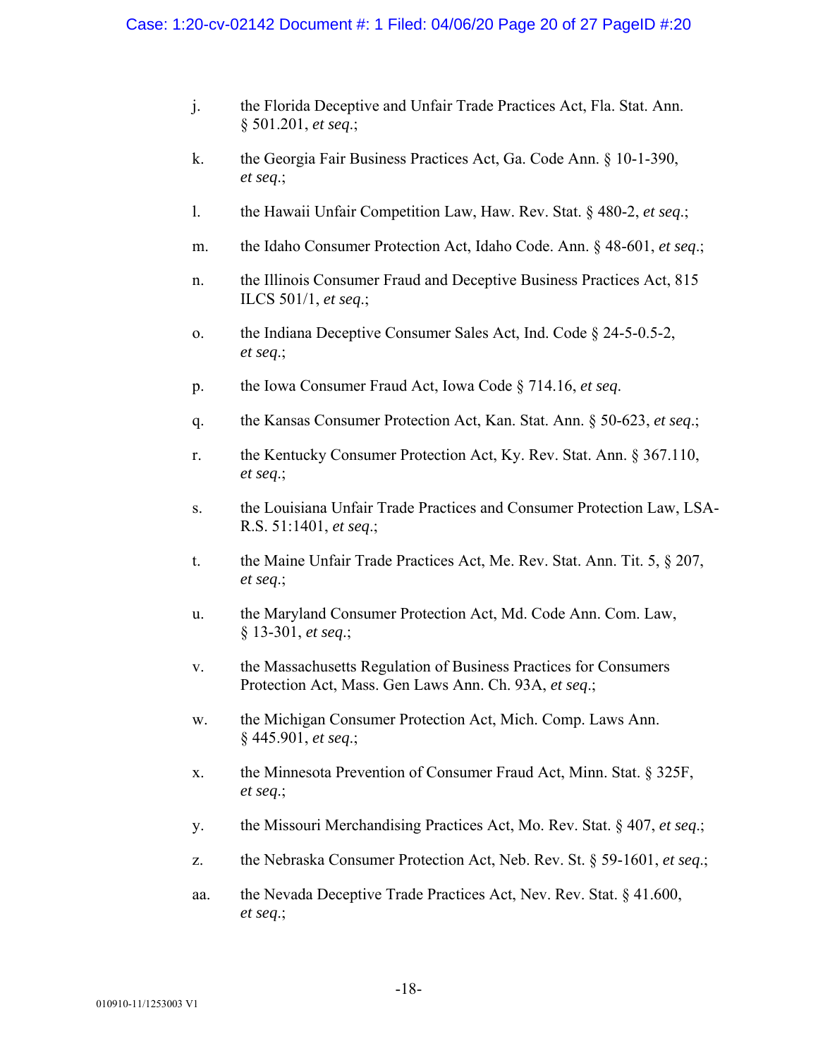j. the Florida Deceptive and Unfair Trade Practices Act, Fla. Stat. Ann. § 501.201, *et seq*.;

k. the Georgia Fair Business Practices Act, Ga. Code Ann. § 10-1-390, *et seq*.;

l. the Hawaii Unfair Competition Law, Haw. Rev. Stat. § 480-2, *et seq*.;

m. the Idaho Consumer Protection Act, Idaho Code. Ann. § 48-601, *et seq*.;

n. the Illinois Consumer Fraud and Deceptive Business Practices Act, 815 ILCS 501/1, *et seq*.;

o. the Indiana Deceptive Consumer Sales Act, Ind. Code § 24-5-0.5-2, *et seq*.;

p. the Iowa Consumer Fraud Act, Iowa Code § 714.16, *et seq.*

q. the Kansas Consumer Protection Act, Kan. Stat. Ann. § 50-623, *et seq*.;

r. the Kentucky Consumer Protection Act, Ky. Rev. Stat. Ann. § 367.110, *et seq*.;

s. the Louisiana Unfair Trade Practices and Consumer Protection Law, LSA-R.S. 51:1401, *et seq*.;

t. the Maine Unfair Trade Practices Act, Me. Rev. Stat. Ann. Tit. 5, § 207, *et seq*.;

u. the Maryland Consumer Protection Act, Md. Code Ann. Com. Law, § 13-301, *et seq*.;

v. the Massachusetts Regulation of Business Practices for Consumers Protection Act, Mass. Gen Laws Ann. Ch. 93A, *et seq*.;

w. the Michigan Consumer Protection Act, Mich. Comp. Laws Ann. § 445.901, *et seq*.;

x. the Minnesota Prevention of Consumer Fraud Act, Minn. Stat. § 325F, *et seq*.;

y. the Missouri Merchandising Practices Act, Mo. Rev. Stat. § 407, *et seq*.;

z. the Nebraska Consumer Protection Act, Neb. Rev. St. § 59-1601, *et seq*.;

aa. the Nevada Deceptive Trade Practices Act, Nev. Rev. Stat. § 41.600, *et seq*.;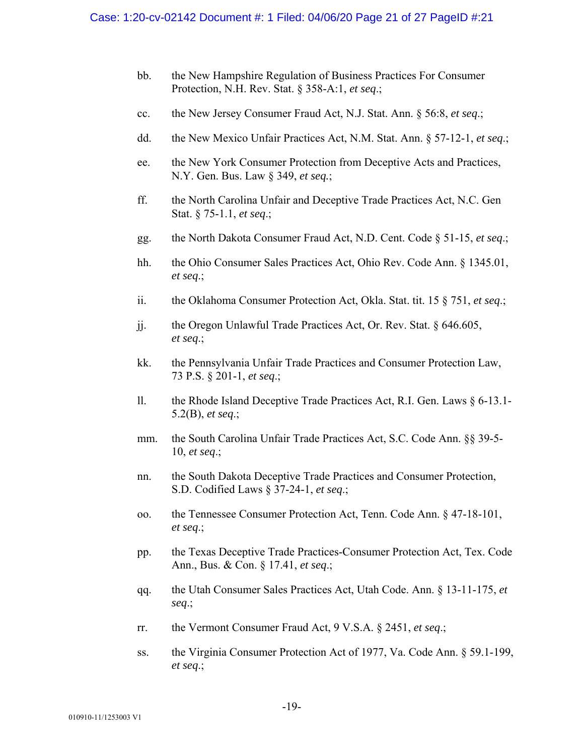bb. the New Hampshire Regulation of Business Practices For Consumer Protection, N.H. Rev. Stat. § 358-A:1, *et seq*.;

cc. the New Jersey Consumer Fraud Act, N.J. Stat. Ann. § 56:8, *et seq*.;

dd. the New Mexico Unfair Practices Act, N.M. Stat. Ann. § 57-12-1, *et seq*.;

ee. the New York Consumer Protection from Deceptive Acts and Practices, N.Y. Gen. Bus. Law § 349, *et seq.*;

ff. the North Carolina Unfair and Deceptive Trade Practices Act, N.C. Gen Stat. § 75-1.1, *et seq*.;

gg. the North Dakota Consumer Fraud Act, N.D. Cent. Code § 51-15, *et seq*.;

hh. the Ohio Consumer Sales Practices Act, Ohio Rev. Code Ann. § 1345.01, *et seq*.;

ii. the Oklahoma Consumer Protection Act, Okla. Stat. tit. 15 § 751, *et seq*.;

jj. the Oregon Unlawful Trade Practices Act, Or. Rev. Stat. § 646.605, *et seq*.;

kk. the Pennsylvania Unfair Trade Practices and Consumer Protection Law, 73 P.S. § 201-1, *et seq*.;

ll. the Rhode Island Deceptive Trade Practices Act, R.I. Gen. Laws § 6-13.1-5.2(B), *et seq*.;

mm. the South Carolina Unfair Trade Practices Act, S.C. Code Ann. §§ 39-5-10, *et seq*.;

nn. the South Dakota Deceptive Trade Practices and Consumer Protection, S.D. Codified Laws § 37-24-1, *et seq*.;

oo. the Tennessee Consumer Protection Act, Tenn. Code Ann. § 47-18-101, *et seq*.;

pp. the Texas Deceptive Trade Practices-Consumer Protection Act, Tex. Code Ann., Bus. & Con. § 17.41, *et seq*.;

qq. the Utah Consumer Sales Practices Act, Utah Code. Ann. § 13-11-175, *et seq*.;

rr. the Vermont Consumer Fraud Act, 9 V.S.A. § 2451, *et seq*.;

ss. the Virginia Consumer Protection Act of 1977, Va. Code Ann. § 59.1-199, *et seq*.;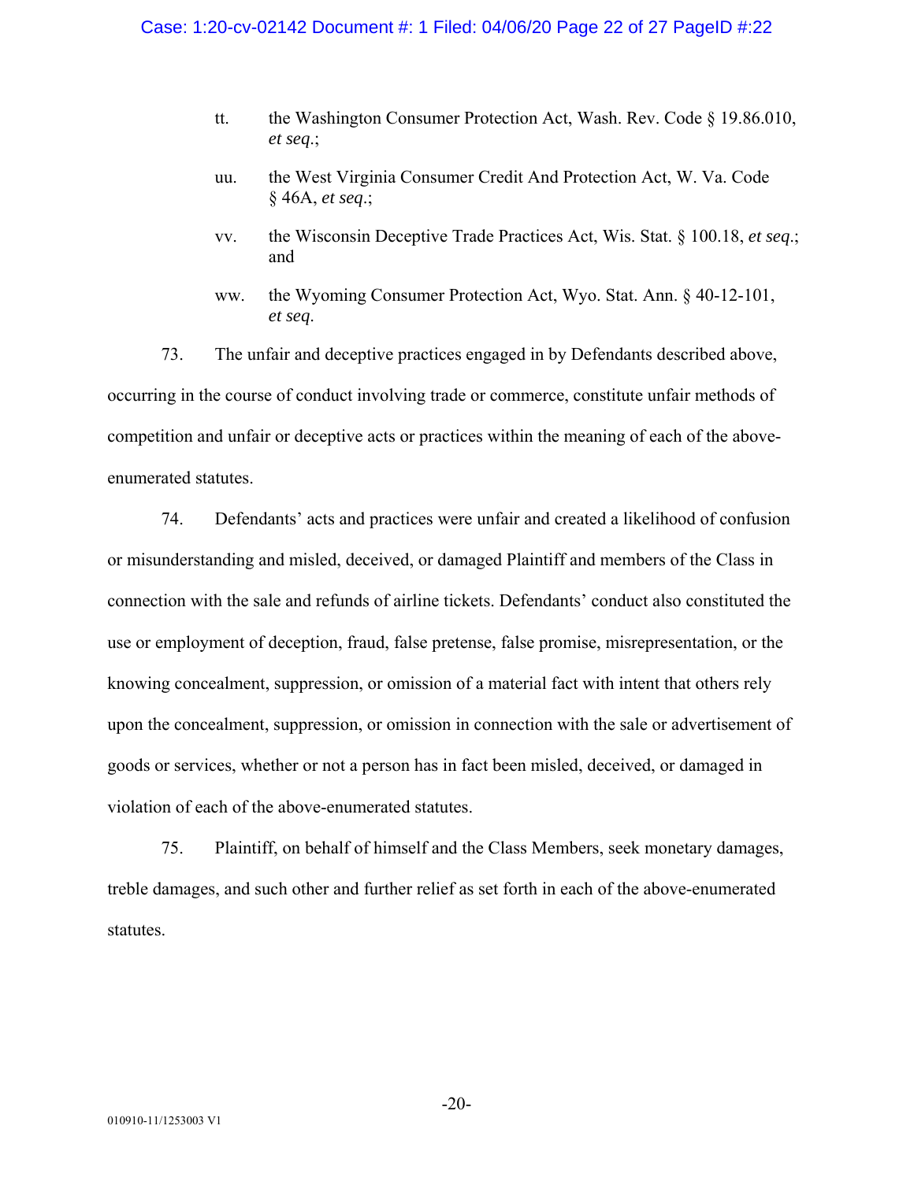tt. the Washington Consumer Protection Act, Wash. Rev. Code § 19.86.010, *et seq*.;

uu. the West Virginia Consumer Credit And Protection Act, W. Va. Code § 46A, *et seq*.;

vv. the Wisconsin Deceptive Trade Practices Act, Wis. Stat. § 100.18, *et seq*.; and

ww. the Wyoming Consumer Protection Act, Wyo. Stat. Ann. § 40-12-101, *et seq*.

73. The unfair and deceptive practices engaged in by Defendants described above, occurring in the course of conduct involving trade or commerce, constitute unfair methods of competition and unfair or deceptive acts or practices within the meaning of each of the above-enumerated statutes.

74. Defendants' acts and practices were unfair and created a likelihood of confusion or misunderstanding and misled, deceived, or damaged Plaintiff and members of the Class in connection with the sale and refunds of airline tickets. Defendants' conduct also constituted the use or employment of deception, fraud, false pretense, false promise, misrepresentation, or the knowing concealment, suppression, or omission of a material fact with intent that others rely upon the concealment, suppression, or omission in connection with the sale or advertisement of goods or services, whether or not a person has in fact been misled, deceived, or damaged in violation of each of the above-enumerated statutes.

75. Plaintiff, on behalf of himself and the Class Members, seek monetary damages, treble damages, and such other and further relief as set forth in each of the above-enumerated statutes.

010910-11/1253003 V1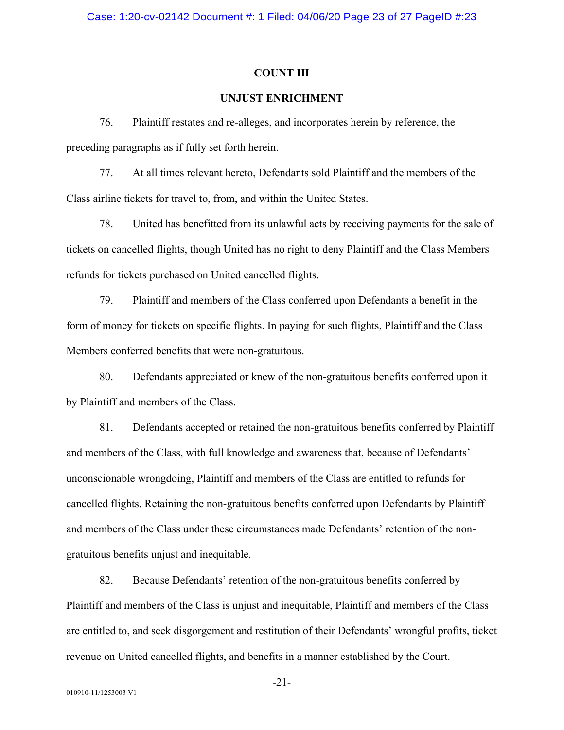## COUNT III

## UNJUST ENRICHMENT

76. Plaintiff restates and re-alleges, and incorporates herein by reference, the preceding paragraphs as if fully set forth herein.

77. At all times relevant hereto, Defendants sold Plaintiff and the members of the Class airline tickets for travel to, from, and within the United States.

78. United has benefitted from its unlawful acts by receiving payments for the sale of tickets on cancelled flights, though United has no right to deny Plaintiff and the Class Members refunds for tickets purchased on United cancelled flights.

79. Plaintiff and members of the Class conferred upon Defendants a benefit in the form of money for tickets on specific flights. In paying for such flights, Plaintiff and the Class Members conferred benefits that were non-gratuitous.

80. Defendants appreciated or knew of the non-gratuitous benefits conferred upon it by Plaintiff and members of the Class.

81. Defendants accepted or retained the non-gratuitous benefits conferred by Plaintiff and members of the Class, with full knowledge and awareness that, because of Defendants' unconscionable wrongdoing, Plaintiff and members of the Class are entitled to refunds for cancelled flights. Retaining the non-gratuitous benefits conferred upon Defendants by Plaintiff and members of the Class under these circumstances made Defendants' retention of the non-gratuitous benefits unjust and inequitable.

82. Because Defendants' retention of the non-gratuitous benefits conferred by Plaintiff and members of the Class is unjust and inequitable, Plaintiff and members of the Class are entitled to, and seek disgorgement and restitution of their Defendants' wrongful profits, ticket revenue on United cancelled flights, and benefits in a manner established by the Court.

010910-11/1253003 V1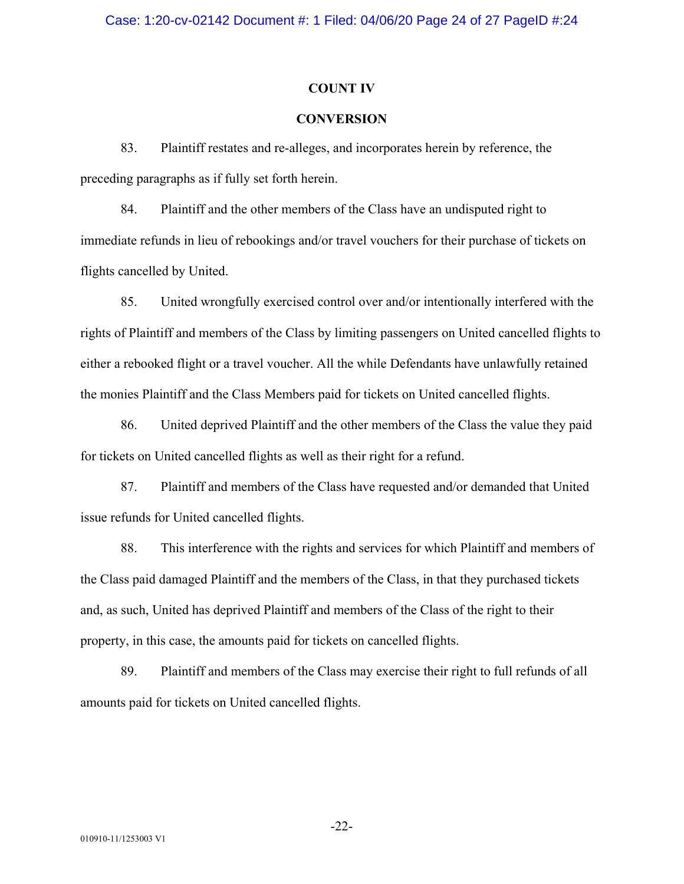## COUNT IV

## CONVERSION

83. Plaintiff restates and re-alleges, and incorporates herein by reference, the preceding paragraphs as if fully set forth herein.

84. Plaintiff and the other members of the Class have an undisputed right to immediate refunds in lieu of rebookings and/or travel vouchers for their purchase of tickets on flights cancelled by United.

85. United wrongfully exercised control over and/or intentionally interfered with the rights of Plaintiff and members of the Class by limiting passengers on United cancelled flights to either a rebooked flight or a travel voucher. All the while Defendants have unlawfully retained the monies Plaintiff and the Class Members paid for tickets on United cancelled flights.

86. United deprived Plaintiff and the other members of the Class the value they paid for tickets on United cancelled flights as well as their right for a refund.

87. Plaintiff and members of the Class have requested and/or demanded that United issue refunds for United cancelled flights.

88. This interference with the rights and services for which Plaintiff and members of the Class paid damaged Plaintiff and the members of the Class, in that they purchased tickets and, as such, United has deprived Plaintiff and members of the Class of the right to their property, in this case, the amounts paid for tickets on cancelled flights.

89. Plaintiff and members of the Class may exercise their right to full refunds of all amounts paid for tickets on United cancelled flights.

010910-11/1253003 V1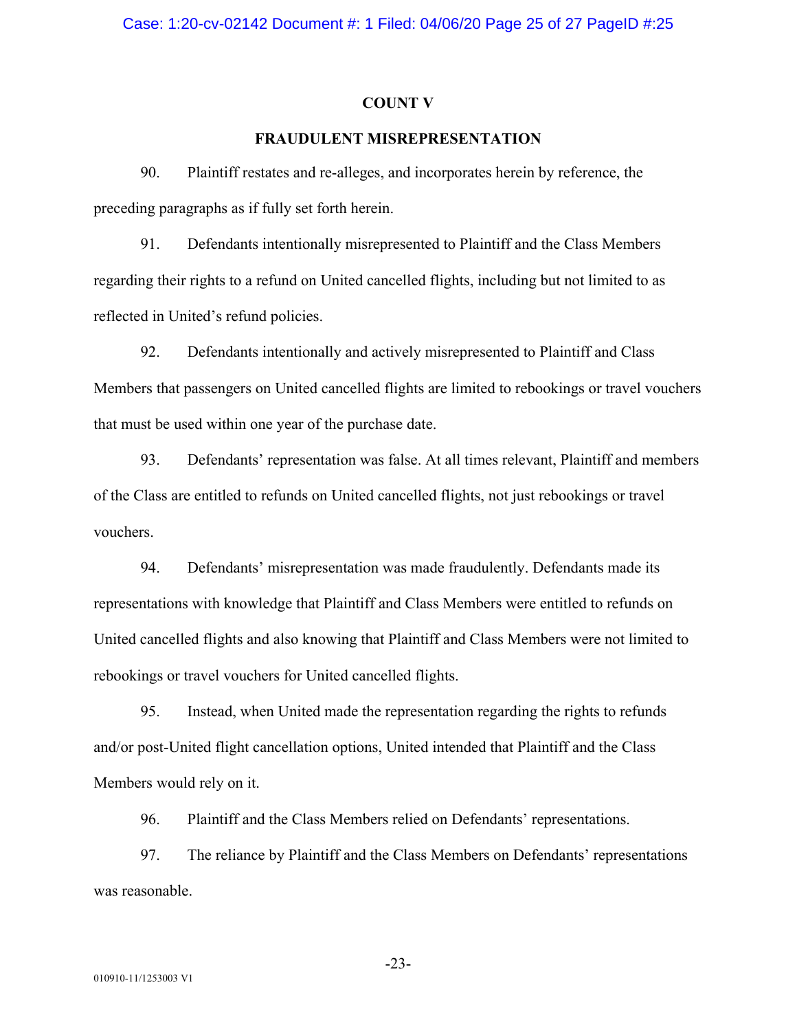## COUNT V

## FRAUDULENT MISREPRESENTATION

90. Plaintiff restates and re-alleges, and incorporates herein by reference, the preceding paragraphs as if fully set forth herein.

91. Defendants intentionally misrepresented to Plaintiff and the Class Members regarding their rights to a refund on United cancelled flights, including but not limited to as reflected in United's refund policies.

92. Defendants intentionally and actively misrepresented to Plaintiff and Class Members that passengers on United cancelled flights are limited to rebookings or travel vouchers that must be used within one year of the purchase date.

93. Defendants' representation was false. At all times relevant, Plaintiff and members of the Class are entitled to refunds on United cancelled flights, not just rebookings or travel vouchers.

94. Defendants' misrepresentation was made fraudulently. Defendants made its representations with knowledge that Plaintiff and Class Members were entitled to refunds on United cancelled flights and also knowing that Plaintiff and Class Members were not limited to rebookings or travel vouchers for United cancelled flights.

95. Instead, when United made the representation regarding the rights to refunds and/or post-United flight cancellation options, United intended that Plaintiff and the Class Members would rely on it.

96. Plaintiff and the Class Members relied on Defendants' representations.

97. The reliance by Plaintiff and the Class Members on Defendants' representations was reasonable.

010910-11/1253003 V1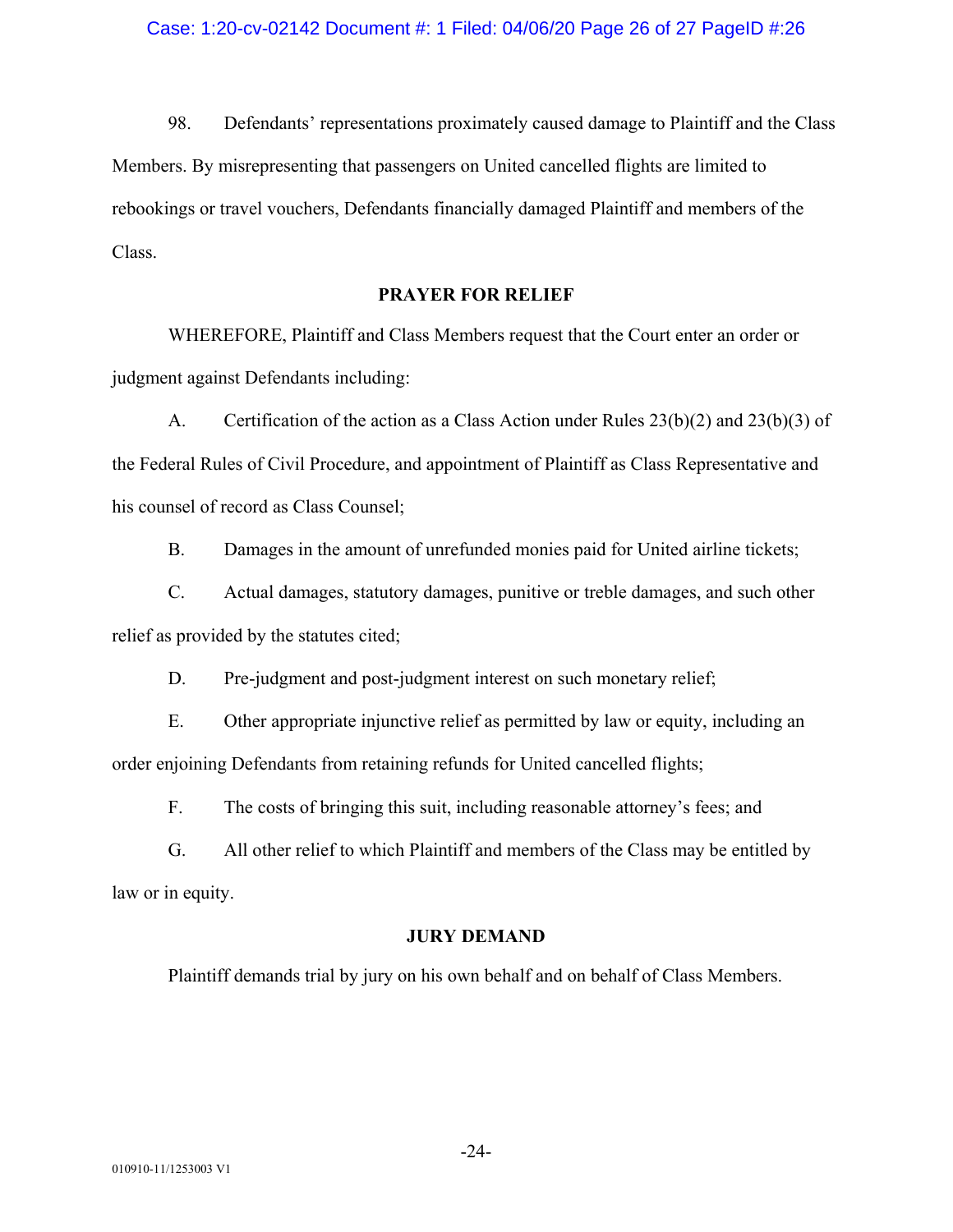98. Defendants' representations proximately caused damage to Plaintiff and the Class Members. By misrepresenting that passengers on United cancelled flights are limited to rebookings or travel vouchers, Defendants financially damaged Plaintiff and members of the Class.

**PRAYER FOR RELIEF**

WHEREFORE, Plaintiff and Class Members request that the Court enter an order or judgment against Defendants including:

A. Certification of the action as a Class Action under Rules 23(b)(2) and 23(b)(3) of the Federal Rules of Civil Procedure, and appointment of Plaintiff as Class Representative and his counsel of record as Class Counsel;

B. Damages in the amount of unrefunded monies paid for United airline tickets;

C. Actual damages, statutory damages, punitive or treble damages, and such other relief as provided by the statutes cited;

D. Pre-judgment and post-judgment interest on such monetary relief;

E. Other appropriate injunctive relief as permitted by law or equity, including an order enjoining Defendants from retaining refunds for United cancelled flights;

F. The costs of bringing this suit, including reasonable attorney's fees; and

G. All other relief to which Plaintiff and members of the Class may be entitled by law or in equity.

**JURY DEMAND**

Plaintiff demands trial by jury on his own behalf and on behalf of Class Members.

010910-11/1253003 V1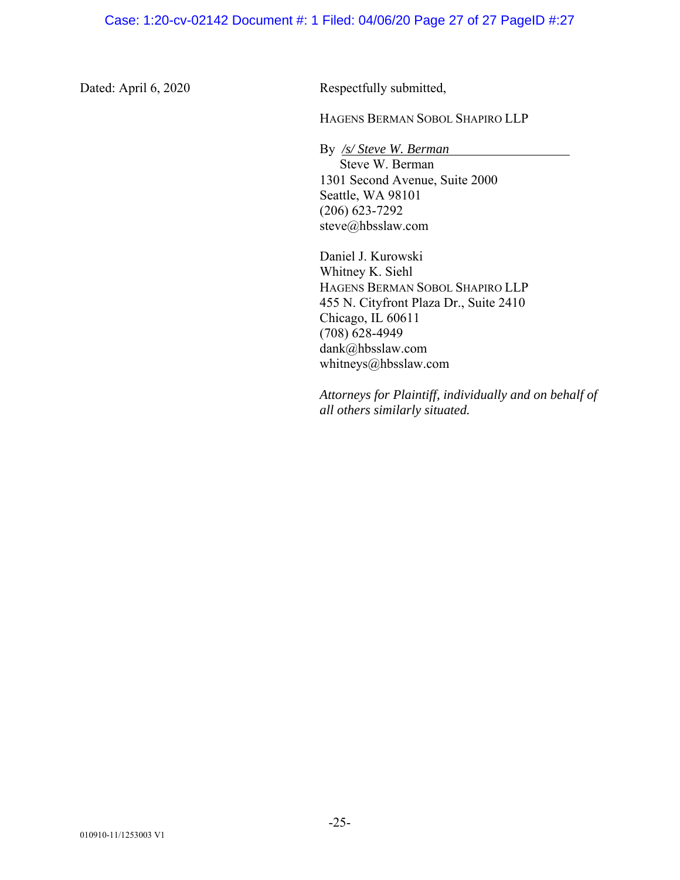Dated: April 6, 2020

Respectfully submitted,

HAGENS BERMAN SOBOL SHAPIRO LLP

By */s/ Steve W. Berman*
Steve W. Berman
1301 Second Avenue, Suite 2000
Seattle, WA 98101
(206) 623-7292
steve@hbsslaw.com

Daniel J. Kurowski
Whitney K. Siehl
HAGENS BERMAN SOBOL SHAPIRO LLP
455 N. Cityfront Plaza Dr., Suite 2410
Chicago, IL 60611
(708) 628-4949
dank@hbsslaw.com
whitneys@hbsslaw.com

*Attorneys for Plaintiff, individually and on behalf of all others similarly situated.*

010910-11/1253003 V1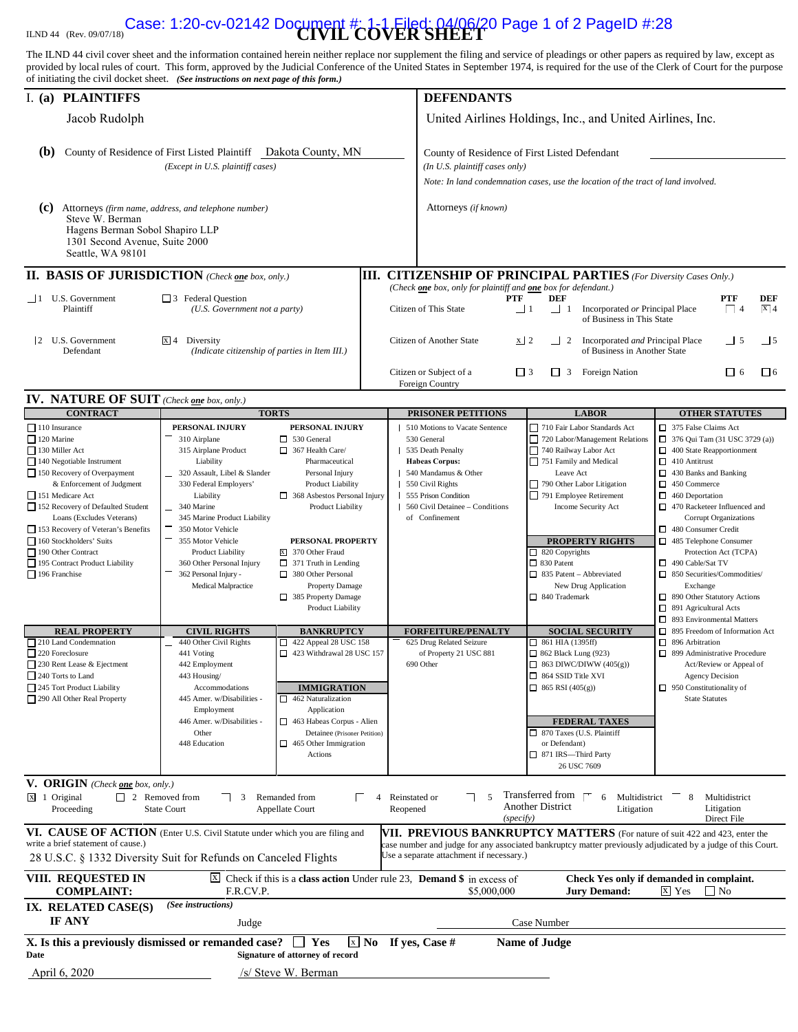ILND 44 (Rev. 09/07/18)

# CIVIL COVER SHEET

The ILND 44 civil cover sheet and the information contained herein neither replace nor supplement the filing and service of pleadings or other papers as required by law, except as provided by local rules of court. This form, approved by the Judicial Conference of the United States in September 1974, is required for the use of the Clerk of Court for the purpose of initiating the civil docket sheet. *(See instructions on next page of this form.)*

## I. (a) PLAINTIFFS

Jacob Rudolph

**(b)** County of Residence of First Listed Plaintiff Dakota County, MN
*(Except in U.S. plaintiff cases)*

**(c)** Attorneys *(firm name, address, and telephone number)*
Steve W. Berman
Hagens Berman Sobol Shapiro LLP
1301 Second Avenue, Suite 2000
Seattle, WA 98101

## DEFENDANTS

United Airlines Holdings, Inc., and United Airlines, Inc.

County of Residence of First Listed Defendant
*(In U.S. plaintiff cases only)*
*Note: In land condemnation cases, use the location of the tract of land involved.*

Attorneys *(if known)*

## II. BASIS OF JURISDICTION *(Check one box, only.)*

- ☐ 1 U.S. Government Plaintiff
- ☐ 3 Federal Question (U.S. Government not a party)
- ☐ 2 U.S. Government Defendant
- ☒ 4 Diversity (Indicate citizenship of parties in Item III.)

## III. CITIZENSHIP OF PRINCIPAL PARTIES *(For Diversity Cases Only.)*
*(Check one box, only for plaintiff and one box for defendant.)*

| | PTF | DEF | | PTF | DEF |
|---|---|---|---|---|---|
| Citizen of This State | ☐ 1 | ☐ 1 | Incorporated *or* Principal Place of Business in This State | ☐ 4 | ☒ 4 |
| Citizen of Another State | ☒ 2 | ☐ 2 | Incorporated *and* Principal Place of Business in Another State | ☐ 5 | ☐ 5 |
| Citizen or Subject of a Foreign Country | ☐ 3 | ☐ 3 | Foreign Nation | ☐ 6 | ☐ 6 |

## IV. NATURE OF SUIT *(Check one box, only.)*

**CONTRACT**
- ☐ 110 Insurance
- ☐ 120 Marine
- ☐ 130 Miller Act
- ☐ 140 Negotiable Instrument
- ☐ 150 Recovery of Overpayment & Enforcement of Judgment
- ☐ 151 Medicare Act
- ☐ 152 Recovery of Defaulted Student Loans (Excludes Veterans)
- ☐ 153 Recovery of Veteran's Benefits
- ☐ 160 Stockholders' Suits
- ☐ 190 Other Contract
- ☐ 195 Contract Product Liability
- ☐ 196 Franchise

**TORTS — PERSONAL INJURY**
- ☐ 310 Airplane
- ☐ 315 Airplane Product Liability
- ☐ 320 Assault, Libel & Slander
- ☐ 330 Federal Employers' Liability
- ☐ 340 Marine
- ☐ 345 Marine Product Liability
- ☐ 350 Motor Vehicle
- ☐ 355 Motor Vehicle Product Liability
- ☐ 360 Other Personal Injury
- ☐ 362 Personal Injury - Medical Malpractice

**TORTS — PERSONAL INJURY**
- ☐ 530 General
- ☐ 367 Health Care/ Pharmaceutical Personal Injury Product Liability
- ☐ 368 Asbestos Personal Injury Product Liability

**PERSONAL PROPERTY**
- ☒ 370 Other Fraud
- ☐ 371 Truth in Lending
- ☐ 380 Other Personal Property Damage
- ☐ 385 Property Damage Product Liability

**PRISONER PETITIONS**
- ☐ 510 Motions to Vacate Sentence
- ☐ 530 General
- ☐ 535 Death Penalty
- **Habeas Corpus:**
- ☐ 540 Mandamus & Other
- ☐ 550 Civil Rights
- ☐ 555 Prison Condition
- ☐ 560 Civil Detainee – Conditions of Confinement

**LABOR**
- ☐ 710 Fair Labor Standards Act
- ☐ 720 Labor/Management Relations
- ☐ 740 Railway Labor Act
- ☐ 751 Family and Medical Leave Act
- ☐ 790 Other Labor Litigation
- ☐ 791 Employee Retirement Income Security Act

**PROPERTY RIGHTS**
- ☐ 820 Copyrights
- ☐ 830 Patent
- ☐ 835 Patent – Abbreviated New Drug Application
- ☐ 840 Trademark

**OTHER STATUTES**
- ☐ 375 False Claims Act
- ☐ 376 Qui Tam (31 USC 3729 (a))
- ☐ 400 State Reapportionment
- ☐ 410 Antitrust
- ☐ 430 Banks and Banking
- ☐ 450 Commerce
- ☐ 460 Deportation
- ☐ 470 Racketeer Influenced and Corrupt Organizations
- ☐ 480 Consumer Credit
- ☐ 485 Telephone Consumer Protection Act (TCPA)
- ☐ 490 Cable/Sat TV
- ☐ 850 Securities/Commodities/ Exchange
- ☐ 890 Other Statutory Actions
- ☐ 891 Agricultural Acts
- ☐ 893 Environmental Matters
- ☐ 895 Freedom of Information Act
- ☐ 896 Arbitration
- ☐ 899 Administrative Procedure Act/Review or Appeal of Agency Decision
- ☐ 950 Constitutionality of State Statutes

**REAL PROPERTY**
- ☐ 210 Land Condemnation
- ☐ 220 Foreclosure
- ☐ 230 Rent Lease & Ejectment
- ☐ 240 Torts to Land
- ☐ 245 Tort Product Liability
- ☐ 290 All Other Real Property

**CIVIL RIGHTS**
- ☐ 440 Other Civil Rights
- ☐ 441 Voting
- ☐ 442 Employment
- ☐ 443 Housing/ Accommodations
- ☐ 445 Amer. w/Disabilities - Employment
- ☐ 446 Amer. w/Disabilities - Other
- ☐ 448 Education

**BANKRUPTCY**
- ☐ 422 Appeal 28 USC 158
- ☐ 423 Withdrawal 28 USC 157

**IMMIGRATION**
- ☐ 462 Naturalization Application
- ☐ 463 Habeas Corpus - Alien Detainee (Prisoner Petition)
- ☐ 465 Other Immigration Actions

**FORFEITURE/PENALTY**
- ☐ 625 Drug Related Seizure of Property 21 USC 881
- ☐ 690 Other

**SOCIAL SECURITY**
- ☐ 861 HIA (1395ff)
- ☐ 862 Black Lung (923)
- ☐ 863 DIWC/DIWW (405(g))
- ☐ 864 SSID Title XVI
- ☐ 865 RSI (405(g))

**FEDERAL TAXES**
- ☐ 870 Taxes (U.S. Plaintiff or Defendant)
- ☐ 871 IRS—Third Party 26 USC 7609

## V. ORIGIN *(Check one box, only.)*

- ☒ 1 Original Proceeding
- ☐ 2 Removed from State Court
- ☐ 3 Remanded from Appellate Court
- ☐ 4 Reinstated or Reopened
- ☐ 5 Transferred from Another District *(specify)*
- ☐ 6 Multidistrict Litigation
- ☐ 8 Multidistrict Litigation Direct File

## VI. CAUSE OF ACTION
(Enter U.S. Civil Statute under which you are filing and write a brief statement of cause.)

28 U.S.C. § 1332 Diversity Suit for Refunds on Canceled Flights

## VII. PREVIOUS BANKRUPTCY MATTERS
(For nature of suit 422 and 423, enter the case number and judge for any associated bankruptcy matter previously adjudicated by a judge of this Court. Use a separate attachment if necessary.)

## VIII. REQUESTED IN COMPLAINT:

☒ Check if this is a **class action** Under rule 23, F.R.C.P.

**Demand $** in excess of $5,000,000

**Check Yes only if demanded in complaint. Jury Demand:** ☒ Yes ☐ No

## IX. RELATED CASE(S) IF ANY
*(See instructions)*

Judge ________ Case Number ________

## X. Is this a previously dismissed or remanded case? ☐ Yes ☒ No If yes, Case # ________ Name of Judge ________

**Date:** April 6, 2020

**Signature of attorney of record:** /s/ Steve W. Berman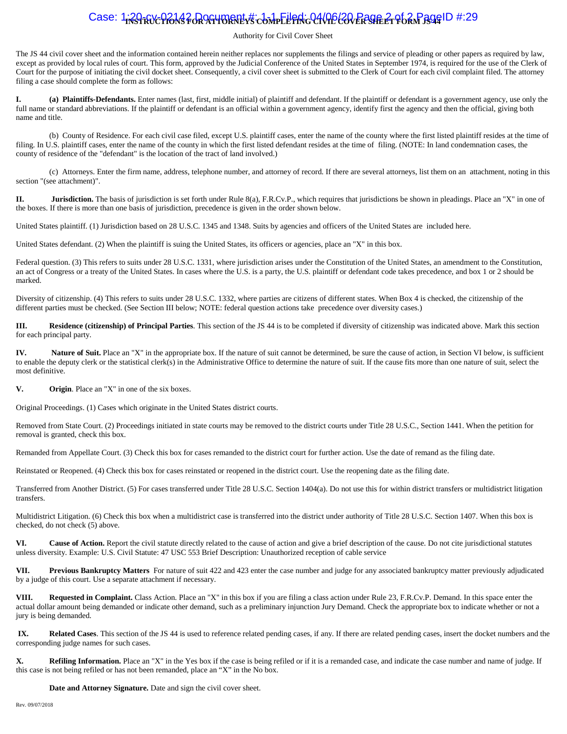# INSTRUCTIONS FOR ATTORNEYS COMPLETING CIVIL COVER SHEET FORM JS 44

Authority for Civil Cover Sheet

The JS 44 civil cover sheet and the information contained herein neither replaces nor supplements the filings and service of pleading or other papers as required by law, except as provided by local rules of court. This form, approved by the Judicial Conference of the United States in September 1974, is required for the use of the Clerk of Court for the purpose of initiating the civil docket sheet. Consequently, a civil cover sheet is submitted to the Clerk of Court for each civil complaint filed. The attorney filing a case should complete the form as follows:

**I. (a) Plaintiffs-Defendants.** Enter names (last, first, middle initial) of plaintiff and defendant. If the plaintiff or defendant is a government agency, use only the full name or standard abbreviations. If the plaintiff or defendant is an official within a government agency, identify first the agency and then the official, giving both name and title.

(b) County of Residence. For each civil case filed, except U.S. plaintiff cases, enter the name of the county where the first listed plaintiff resides at the time of filing. In U.S. plaintiff cases, enter the name of the county in which the first listed defendant resides at the time of filing. (NOTE: In land condemnation cases, the county of residence of the "defendant" is the location of the tract of land involved.)

(c) Attorneys. Enter the firm name, address, telephone number, and attorney of record. If there are several attorneys, list them on an attachment, noting in this section "(see attachment)".

**II. Jurisdiction.** The basis of jurisdiction is set forth under Rule 8(a), F.R.Cv.P., which requires that jurisdictions be shown in pleadings. Place an "X" in one of the boxes. If there is more than one basis of jurisdiction, precedence is given in the order shown below.

United States plaintiff. (1) Jurisdiction based on 28 U.S.C. 1345 and 1348. Suits by agencies and officers of the United States are included here.

United States defendant. (2) When the plaintiff is suing the United States, its officers or agencies, place an "X" in this box.

Federal question. (3) This refers to suits under 28 U.S.C. 1331, where jurisdiction arises under the Constitution of the United States, an amendment to the Constitution, an act of Congress or a treaty of the United States. In cases where the U.S. is a party, the U.S. plaintiff or defendant code takes precedence, and box 1 or 2 should be marked.

Diversity of citizenship. (4) This refers to suits under 28 U.S.C. 1332, where parties are citizens of different states. When Box 4 is checked, the citizenship of the different parties must be checked. (See Section III below; NOTE: federal question actions take precedence over diversity cases.)

**III. Residence (citizenship) of Principal Parties**. This section of the JS 44 is to be completed if diversity of citizenship was indicated above. Mark this section for each principal party.

**IV. Nature of Suit.** Place an "X" in the appropriate box. If the nature of suit cannot be determined, be sure the cause of action, in Section VI below, is sufficient to enable the deputy clerk or the statistical clerk(s) in the Administrative Office to determine the nature of suit. If the cause fits more than one nature of suit, select the most definitive.

**V. Origin**. Place an "X" in one of the six boxes.

Original Proceedings. (1) Cases which originate in the United States district courts.

Removed from State Court. (2) Proceedings initiated in state courts may be removed to the district courts under Title 28 U.S.C., Section 1441. When the petition for removal is granted, check this box.

Remanded from Appellate Court. (3) Check this box for cases remanded to the district court for further action. Use the date of remand as the filing date.

Reinstated or Reopened. (4) Check this box for cases reinstated or reopened in the district court. Use the reopening date as the filing date.

Transferred from Another District. (5) For cases transferred under Title 28 U.S.C. Section 1404(a). Do not use this for within district transfers or multidistrict litigation transfers.

Multidistrict Litigation. (6) Check this box when a multidistrict case is transferred into the district under authority of Title 28 U.S.C. Section 1407. When this box is checked, do not check (5) above.

**VI. Cause of Action.** Report the civil statute directly related to the cause of action and give a brief description of the cause. Do not cite jurisdictional statutes unless diversity. Example: U.S. Civil Statute: 47 USC 553 Brief Description: Unauthorized reception of cable service

**VII. Previous Bankruptcy Matters** For nature of suit 422 and 423 enter the case number and judge for any associated bankruptcy matter previously adjudicated by a judge of this court. Use a separate attachment if necessary.

**VIII. Requested in Complaint.** Class Action. Place an "X" in this box if you are filing a class action under Rule 23, F.R.Cv.P. Demand. In this space enter the actual dollar amount being demanded or indicate other demand, such as a preliminary injunction Jury Demand. Check the appropriate box to indicate whether or not a jury is being demanded.

**IX. Related Cases**. This section of the JS 44 is used to reference related pending cases, if any. If there are related pending cases, insert the docket numbers and the corresponding judge names for such cases.

**X. Refiling Information.** Place an "X" in the Yes box if the case is being refiled or if it is a remanded case, and indicate the case number and name of judge. If this case is not being refiled or has not been remanded, place an "X" in the No box.

**Date and Attorney Signature.** Date and sign the civil cover sheet.

Rev. 09/07/2018